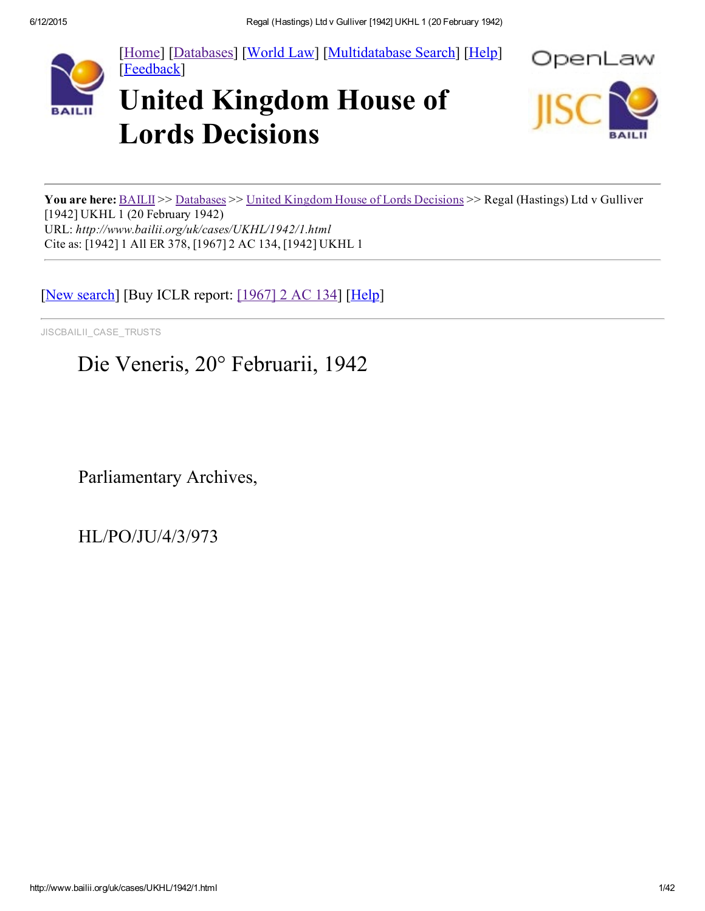[Home] [Databases] [World Law] [Multidatabase Search] [Help] [Feedback]

# United Kingdom House of Lords Decisions

**You are here:** BAILII >> Databases >> United Kingdom House of Lords Decisions >> Regal (Hastings) Ltd v Gulliver [1942] UKHL 1 (20 February 1942)
URL: *http://www.bailii.org/uk/cases/UKHL/1942/1.html*
Cite as: [1942] 1 All ER 378, [1967] 2 AC 134, [1942] UKHL 1

[New search] [Buy ICLR report: [1967] 2 AC 134] [Help]

JISCBAILII_CASE_TRUSTS

Die Veneris, 20° Februarii, 1942

Parliamentary Archives,

HL/PO/JU/4/3/973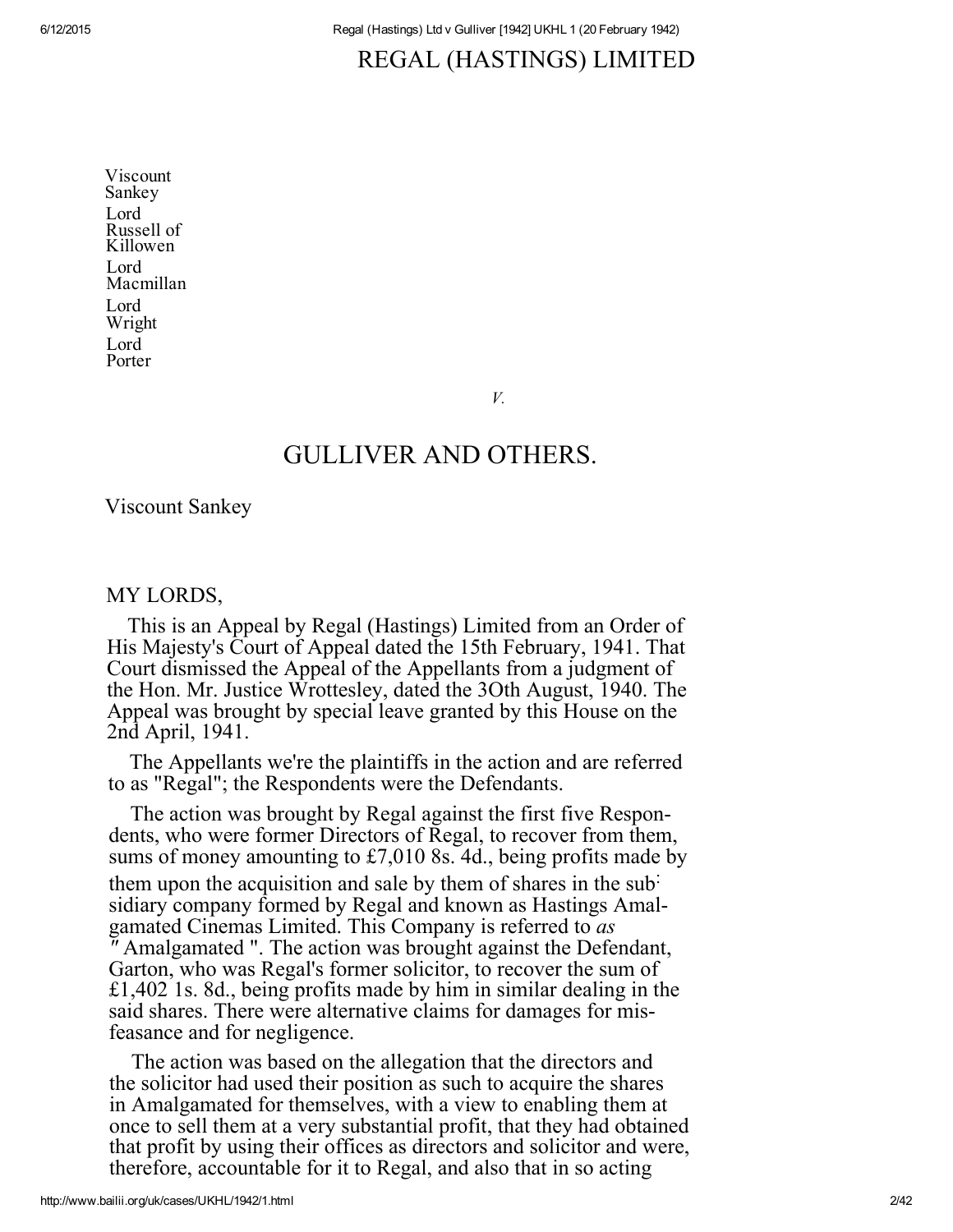# REGAL (HASTINGS) LIMITED

Viscount Sankey
Lord Russell of Killowen
Lord Macmillan
Lord Wright
Lord Porter

*V.*

## GULLIVER AND OTHERS.

Viscount Sankey

MY LORDS,

This is an Appeal by Regal (Hastings) Limited from an Order of His Majesty's Court of Appeal dated the 15th February, 1941. That Court dismissed the Appeal of the Appellants from a judgment of the Hon. Mr. Justice Wrottesley, dated the 3Oth August, 1940. The Appeal was brought by special leave granted by this House on the 2nd April, 1941.

The Appellants we're the plaintiffs in the action and are referred to as "Regal"; the Respondents were the Defendants.

The action was brought by Regal against the first five Respondents, who were former Directors of Regal, to recover from them, sums of money amounting to £7,010 8s. 4d., being profits made by them upon the acquisition and sale by them of shares in the subsidiary company formed by Regal and known as Hastings Amalgamated Cinemas Limited. This Company is referred to *as* " Amalgamated ". The action was brought against the Defendant, Garton, who was Regal's former solicitor, to recover the sum of £1,402 1s. 8d., being profits made by him in similar dealing in the said shares. There were alternative claims for damages for misfeasance and for negligence.

The action was based on the allegation that the directors and the solicitor had used their position as such to acquire the shares in Amalgamated for themselves, with a view to enabling them at once to sell them at a very substantial profit, that they had obtained that profit by using their offices as directors and solicitor and were, therefore, accountable for it to Regal, and also that in so acting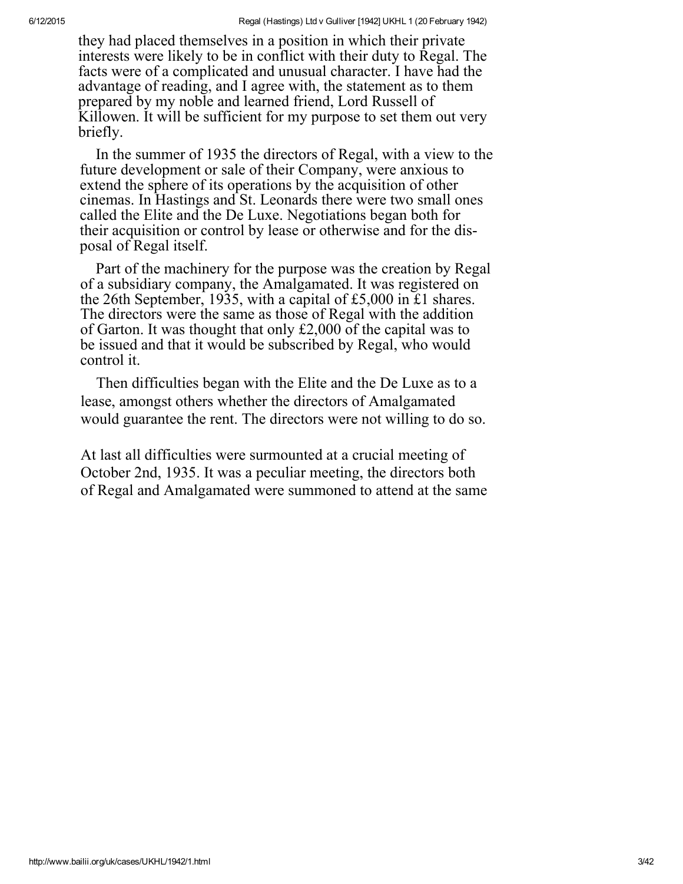they had placed themselves in a position in which their private interests were likely to be in conflict with their duty to Regal. The facts were of a complicated and unusual character. I have had the advantage of reading, and I agree with, the statement as to them prepared by my noble and learned friend, Lord Russell of Killowen. It will be sufficient for my purpose to set them out very briefly.

In the summer of 1935 the directors of Regal, with a view to the future development or sale of their Company, were anxious to extend the sphere of its operations by the acquisition of other cinemas. In Hastings and St. Leonards there were two small ones called the Elite and the De Luxe. Negotiations began both for their acquisition or control by lease or otherwise and for the disposal of Regal itself.

Part of the machinery for the purpose was the creation by Regal of a subsidiary company, the Amalgamated. It was registered on the 26th September, 1935, with a capital of £5,000 in £1 shares. The directors were the same as those of Regal with the addition of Garton. It was thought that only £2,000 of the capital was to be issued and that it would be subscribed by Regal, who would control it.

Then difficulties began with the Elite and the De Luxe as to a lease, amongst others whether the directors of Amalgamated would guarantee the rent. The directors were not willing to do so.

At last all difficulties were surmounted at a crucial meeting of October 2nd, 1935. It was a peculiar meeting, the directors both of Regal and Amalgamated were summoned to attend at the same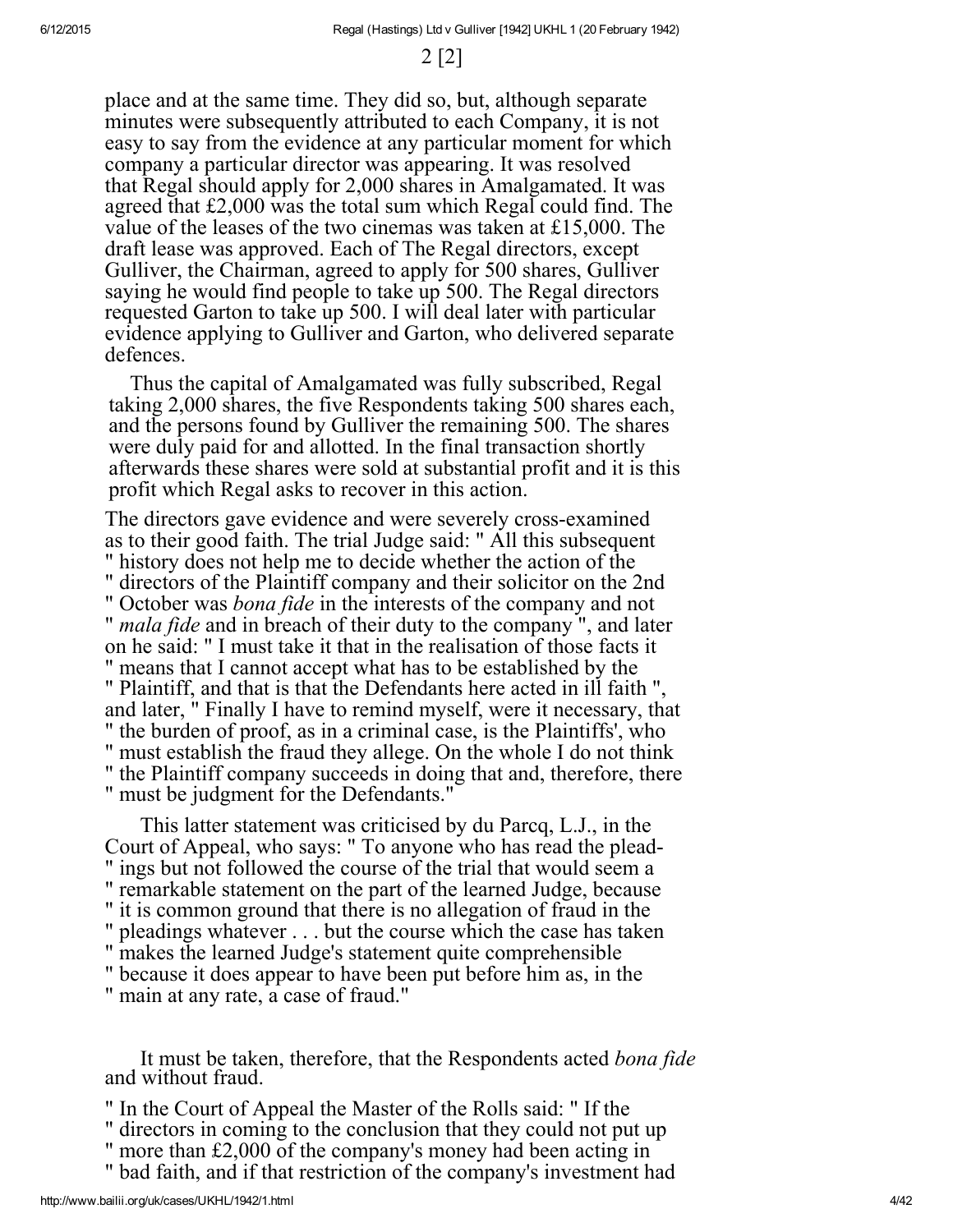2 [2]

place and at the same time. They did so, but, although separate minutes were subsequently attributed to each Company, it is not easy to say from the evidence at any particular moment for which company a particular director was appearing. It was resolved that Regal should apply for 2,000 shares in Amalgamated. It was agreed that £2,000 was the total sum which Regal could find. The value of the leases of the two cinemas was taken at £15,000. The draft lease was approved. Each of The Regal directors, except Gulliver, the Chairman, agreed to apply for 500 shares, Gulliver saying he would find people to take up 500. The Regal directors requested Garton to take up 500. I will deal later with particular evidence applying to Gulliver and Garton, who delivered separate defences.

Thus the capital of Amalgamated was fully subscribed, Regal taking 2,000 shares, the five Respondents taking 500 shares each, and the persons found by Gulliver the remaining 500. The shares were duly paid for and allotted. In the final transaction shortly afterwards these shares were sold at substantial profit and it is this profit which Regal asks to recover in this action.

The directors gave evidence and were severely cross-examined as to their good faith. The trial Judge said: " All this subsequent " history does not help me to decide whether the action of the " directors of the Plaintiff company and their solicitor on the 2nd " October was *bona fide* in the interests of the company and not " *mala fide* and in breach of their duty to the company ", and later on he said: " I must take it that in the realisation of those facts it " means that I cannot accept what has to be established by the " Plaintiff, and that is that the Defendants here acted in ill faith ", and later, " Finally I have to remind myself, were it necessary, that " the burden of proof, as in a criminal case, is the Plaintiffs', who " must establish the fraud they allege. On the whole I do not think " the Plaintiff company succeeds in doing that and, therefore, there " must be judgment for the Defendants."

This latter statement was criticised by du Parcq, L.J., in the Court of Appeal, who says: " To anyone who has read the pleadings but not followed the course of the trial that would seem a " remarkable statement on the part of the learned Judge, because " it is common ground that there is no allegation of fraud in the " pleadings whatever . . . but the course which the case has taken " makes the learned Judge's statement quite comprehensible " because it does appear to have been put before him as, in the " main at any rate, a case of fraud."

It must be taken, therefore, that the Respondents acted *bona fide* and without fraud.

" In the Court of Appeal the Master of the Rolls said: " If the " directors in coming to the conclusion that they could not put up " more than £2,000 of the company's money had been acting in " bad faith, and if that restriction of the company's investment had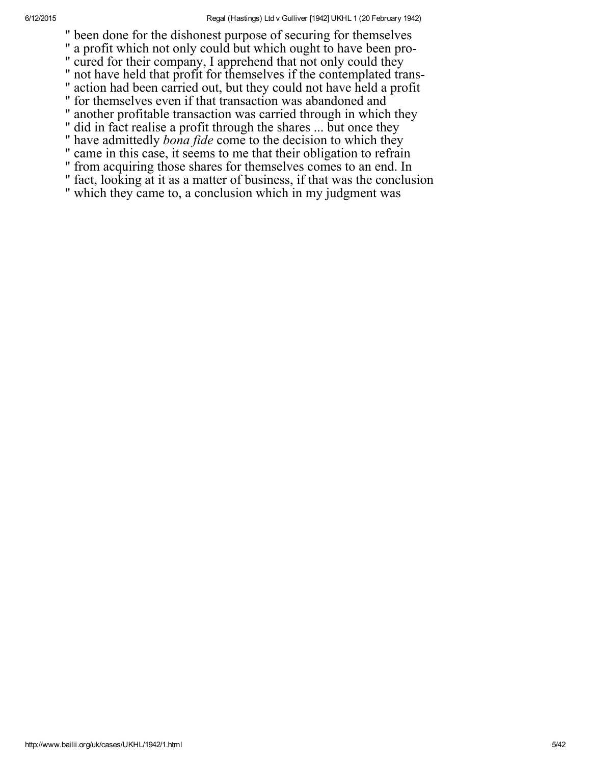" been done for the dishonest purpose of securing for themselves
" a profit which not only could but which ought to have been pro-
" cured for their company, I apprehend that not only could they
" not have held that profit for themselves if the contemplated trans-
" action had been carried out, but they could not have held a profit
" for themselves even if that transaction was abandoned and
" another profitable transaction was carried through in which they
" did in fact realise a profit through the shares ... but once they
" have admittedly *bona fide* come to the decision to which they
" came in this case, it seems to me that their obligation to refrain
" from acquiring those shares for themselves comes to an end. In
" fact, looking at it as a matter of business, if that was the conclusion
" which they came to, a conclusion which in my judgment was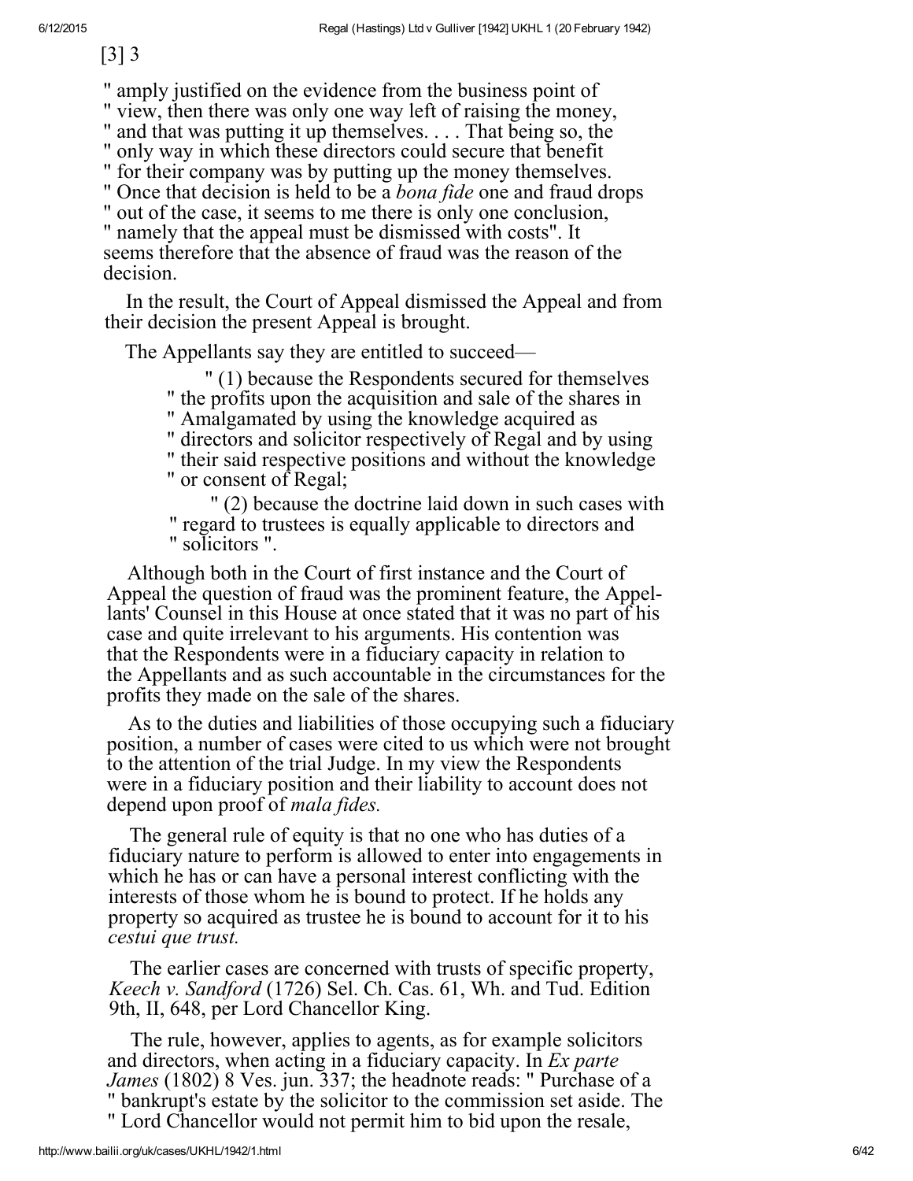[3] 3

" amply justified on the evidence from the business point of
" view, then there was only one way left of raising the money,
" and that was putting it up themselves. . . . That being so, the
" only way in which these directors could secure that benefit
" for their company was by putting up the money themselves.
" Once that decision is held to be a *bona fide* one and fraud drops
" out of the case, it seems to me there is only one conclusion,
" namely that the appeal must be dismissed with costs". It
seems therefore that the absence of fraud was the reason of the
decision.

In the result, the Court of Appeal dismissed the Appeal and from their decision the present Appeal is brought.

The Appellants say they are entitled to succeed—

" (1) because the Respondents secured for themselves
" the profits upon the acquisition and sale of the shares in
" Amalgamated by using the knowledge acquired as
" directors and solicitor respectively of Regal and by using
" their said respective positions and without the knowledge
" or consent of Regal;

" (2) because the doctrine laid down in such cases with
" regard to trustees is equally applicable to directors and
" solicitors ".

Although both in the Court of first instance and the Court of Appeal the question of fraud was the prominent feature, the Appellants' Counsel in this House at once stated that it was no part of his case and quite irrelevant to his arguments. His contention was that the Respondents were in a fiduciary capacity in relation to the Appellants and as such accountable in the circumstances for the profits they made on the sale of the shares.

As to the duties and liabilities of those occupying such a fiduciary position, a number of cases were cited to us which were not brought to the attention of the trial Judge. In my view the Respondents were in a fiduciary position and their liability to account does not depend upon proof of *mala fides.*

The general rule of equity is that no one who has duties of a fiduciary nature to perform is allowed to enter into engagements in which he has or can have a personal interest conflicting with the interests of those whom he is bound to protect. If he holds any property so acquired as trustee he is bound to account for it to his *cestui que trust.*

The earlier cases are concerned with trusts of specific property, *Keech v. Sandford* (1726) Sel. Ch. Cas. 61, Wh. and Tud. Edition 9th, II, 648, per Lord Chancellor King.

The rule, however, applies to agents, as for example solicitors and directors, when acting in a fiduciary capacity. In *Ex parte James* (1802) 8 Ves. jun. 337; the headnote reads: " Purchase of a
" bankrupt's estate by the solicitor to the commission set aside. The
" Lord Chancellor would not permit him to bid upon the resale,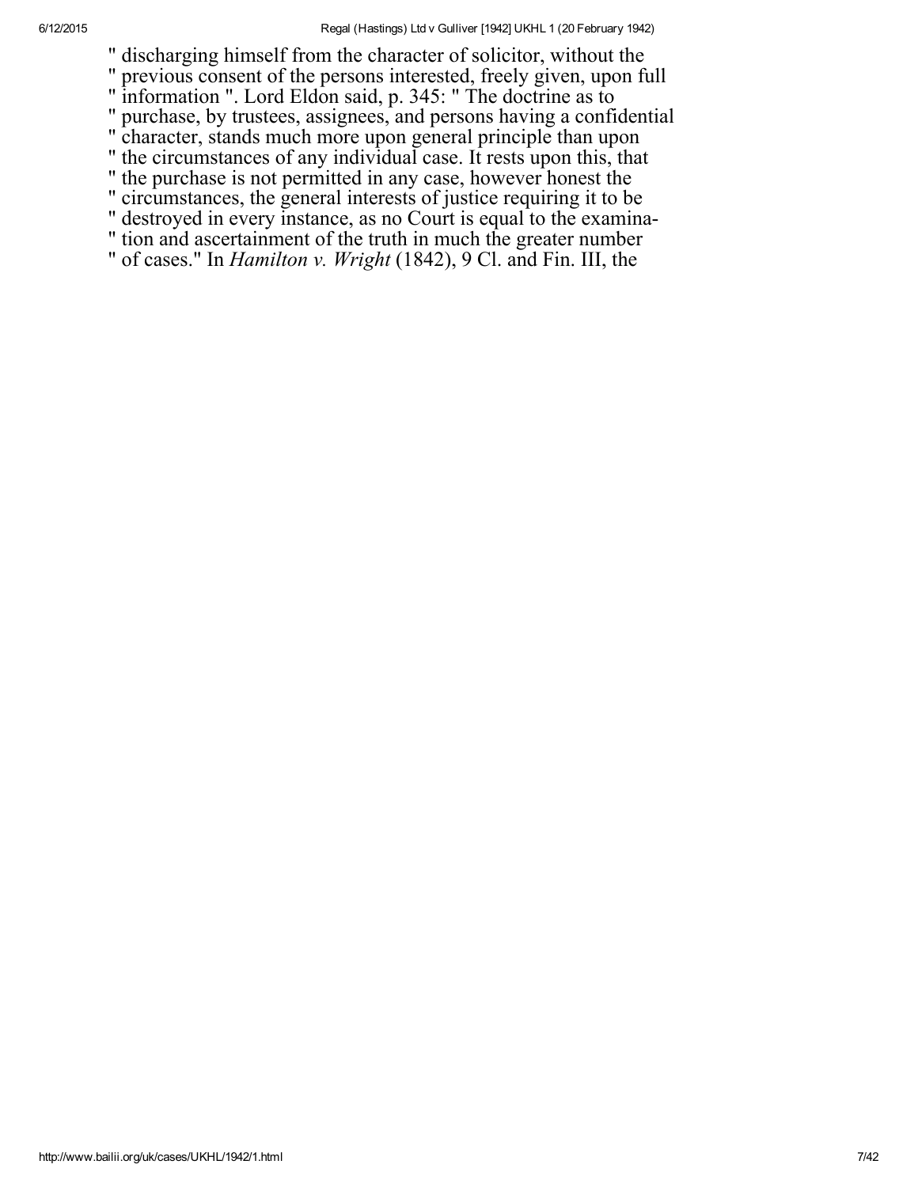" discharging himself from the character of solicitor, without the
" previous consent of the persons interested, freely given, upon full
" information ". Lord Eldon said, p. 345: " The doctrine as to
" purchase, by trustees, assignees, and persons having a confidential
" character, stands much more upon general principle than upon
" the circumstances of any individual case. It rests upon this, that
" the purchase is not permitted in any case, however honest the
" circumstances, the general interests of justice requiring it to be
" destroyed in every instance, as no Court is equal to the examina-
" tion and ascertainment of the truth in much the greater number
" of cases." In *Hamilton v. Wright* (1842), 9 Cl. and Fin. III, the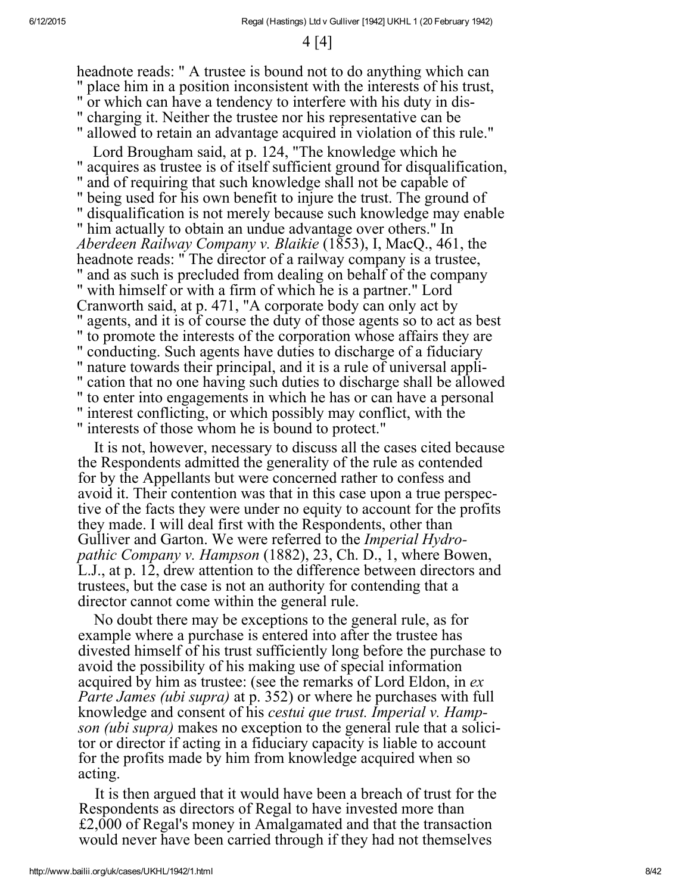4 [4]

headnote reads: " A trustee is bound not to do anything which can " place him in a position inconsistent with the interests of his trust, " or which can have a tendency to interfere with his duty in dis- " charging it. Neither the trustee nor his representative can be " allowed to retain an advantage acquired in violation of this rule."

Lord Brougham said, at p. 124, "The knowledge which he " acquires as trustee is of itself sufficient ground for disqualification, " and of requiring that such knowledge shall not be capable of " being used for his own benefit to injure the trust. The ground of " disqualification is not merely because such knowledge may enable " him actually to obtain an undue advantage over others." In *Aberdeen Railway Company v. Blaikie* (1853), I, MacQ., 461, the headnote reads: " The director of a railway company is a trustee, " and as such is precluded from dealing on behalf of the company " with himself or with a firm of which he is a partner." Lord Cranworth said, at p. 471, "A corporate body can only act by " agents, and it is of course the duty of those agents so to act as best " to promote the interests of the corporation whose affairs they are " conducting. Such agents have duties to discharge of a fiduciary " nature towards their principal, and it is a rule of universal appli- " cation that no one having such duties to discharge shall be allowed " to enter into engagements in which he has or can have a personal " interest conflicting, or which possibly may conflict, with the " interests of those whom he is bound to protect."

It is not, however, necessary to discuss all the cases cited because the Respondents admitted the generality of the rule as contended for by the Appellants but were concerned rather to confess and avoid it. Their contention was that in this case upon a true perspective of the facts they were under no equity to account for the profits they made. I will deal first with the Respondents, other than Gulliver and Garton. We were referred to the *Imperial Hydropathic Company v. Hampson* (1882), 23, Ch. D., 1, where Bowen, L.J., at p. 12, drew attention to the difference between directors and trustees, but the case is not an authority for contending that a director cannot come within the general rule.

No doubt there may be exceptions to the general rule, as for example where a purchase is entered into after the trustee has divested himself of his trust sufficiently long before the purchase to avoid the possibility of his making use of special information acquired by him as trustee: (see the remarks of Lord Eldon, in *ex Parte James (ubi supra)* at p. 352) or where he purchases with full knowledge and consent of his *cestui que trust. Imperial v. Hampson (ubi supra)* makes no exception to the general rule that a solicitor or director if acting in a fiduciary capacity is liable to account for the profits made by him from knowledge acquired when so acting.

It is then argued that it would have been a breach of trust for the Respondents as directors of Regal to have invested more than £2,000 of Regal's money in Amalgamated and that the transaction would never have been carried through if they had not themselves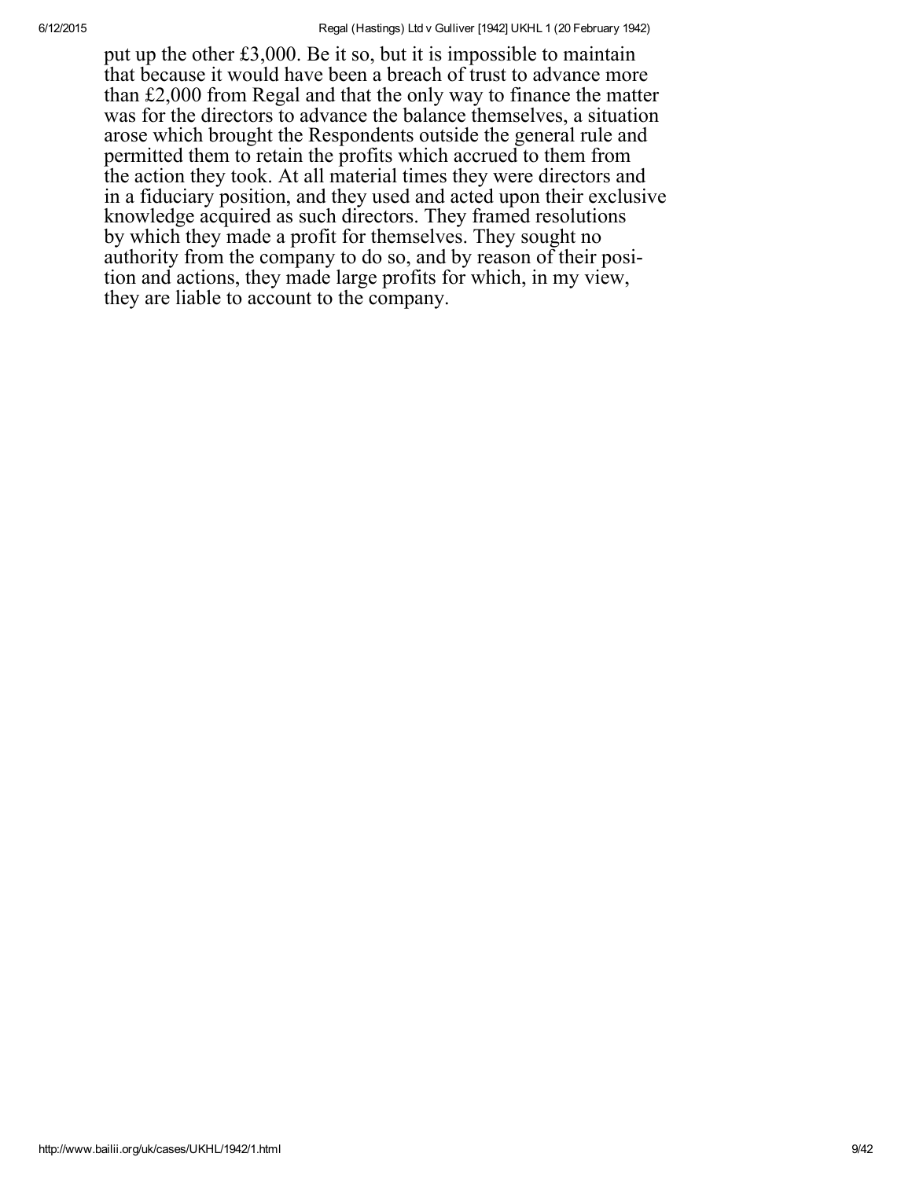put up the other £3,000. Be it so, but it is impossible to maintain that because it would have been a breach of trust to advance more than £2,000 from Regal and that the only way to finance the matter was for the directors to advance the balance themselves, a situation arose which brought the Respondents outside the general rule and permitted them to retain the profits which accrued to them from the action they took. At all material times they were directors and in a fiduciary position, and they used and acted upon their exclusive knowledge acquired as such directors. They framed resolutions by which they made a profit for themselves. They sought no authority from the company to do so, and by reason of their position and actions, they made large profits for which, in my view, they are liable to account to the company.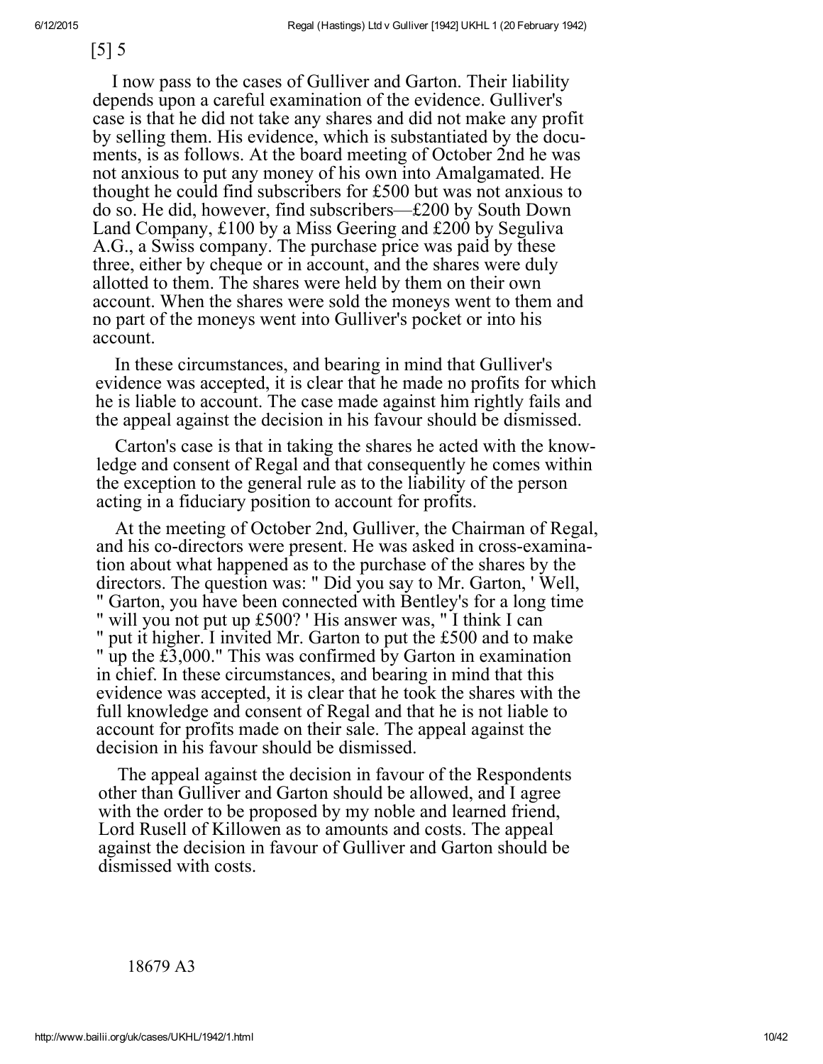[5] 5

I now pass to the cases of Gulliver and Garton. Their liability depends upon a careful examination of the evidence. Gulliver's case is that he did not take any shares and did not make any profit by selling them. His evidence, which is substantiated by the documents, is as follows. At the board meeting of October 2nd he was not anxious to put any money of his own into Amalgamated. He thought he could find subscribers for £500 but was not anxious to do so. He did, however, find subscribers—£200 by South Down Land Company, £100 by a Miss Geering and £200 by Seguliva A.G., a Swiss company. The purchase price was paid by these three, either by cheque or in account, and the shares were duly allotted to them. The shares were held by them on their own account. When the shares were sold the moneys went to them and no part of the moneys went into Gulliver's pocket or into his account.

In these circumstances, and bearing in mind that Gulliver's evidence was accepted, it is clear that he made no profits for which he is liable to account. The case made against him rightly fails and the appeal against the decision in his favour should be dismissed.

Carton's case is that in taking the shares he acted with the knowledge and consent of Regal and that consequently he comes within the exception to the general rule as to the liability of the person acting in a fiduciary position to account for profits.

At the meeting of October 2nd, Gulliver, the Chairman of Regal, and his co-directors were present. He was asked in cross-examination about what happened as to the purchase of the shares by the directors. The question was: " Did you say to Mr. Garton, ' Well, " Garton, you have been connected with Bentley's for a long time " will you not put up £500? ' His answer was, " I think I can " put it higher. I invited Mr. Garton to put the £500 and to make " up the £3,000." This was confirmed by Garton in examination in chief. In these circumstances, and bearing in mind that this evidence was accepted, it is clear that he took the shares with the full knowledge and consent of Regal and that he is not liable to account for profits made on their sale. The appeal against the decision in his favour should be dismissed.

The appeal against the decision in favour of the Respondents other than Gulliver and Garton should be allowed, and I agree with the order to be proposed by my noble and learned friend, Lord Rusell of Killowen as to amounts and costs. The appeal against the decision in favour of Gulliver and Garton should be dismissed with costs.

18679 A3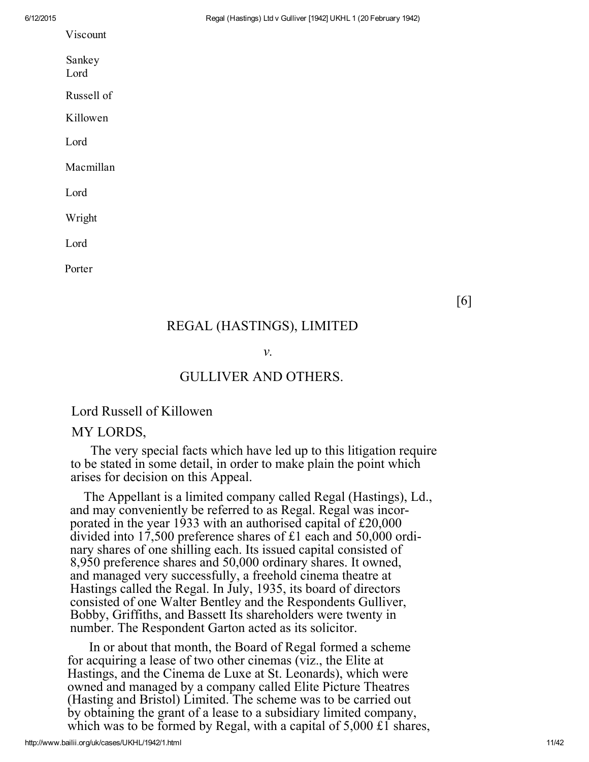Viscount

Sankey
Lord

Russell of

Killowen

Lord

Macmillan

Lord

Wright

Lord

Porter

[6]

REGAL (HASTINGS), LIMITED

*v.*

GULLIVER AND OTHERS.

Lord Russell of Killowen

MY LORDS,

The very special facts which have led up to this litigation require to be stated in some detail, in order to make plain the point which arises for decision on this Appeal.

The Appellant is a limited company called Regal (Hastings), Ld., and may conveniently be referred to as Regal. Regal was incorporated in the year 1933 with an authorised capital of £20,000 divided into 17,500 preference shares of £1 each and 50,000 ordinary shares of one shilling each. Its issued capital consisted of 8,950 preference shares and 50,000 ordinary shares. It owned, and managed very successfully, a freehold cinema theatre at Hastings called the Regal. In July, 1935, its board of directors consisted of one Walter Bentley and the Respondents Gulliver, Bobby, Griffiths, and Bassett Its shareholders were twenty in number. The Respondent Garton acted as its solicitor.

In or about that month, the Board of Regal formed a scheme for acquiring a lease of two other cinemas (viz., the Elite at Hastings, and the Cinema de Luxe at St. Leonards), which were owned and managed by a company called Elite Picture Theatres (Hasting and Bristol) Limited. The scheme was to be carried out by obtaining the grant of a lease to a subsidiary limited company, which was to be formed by Regal, with a capital of 5,000 £1 shares,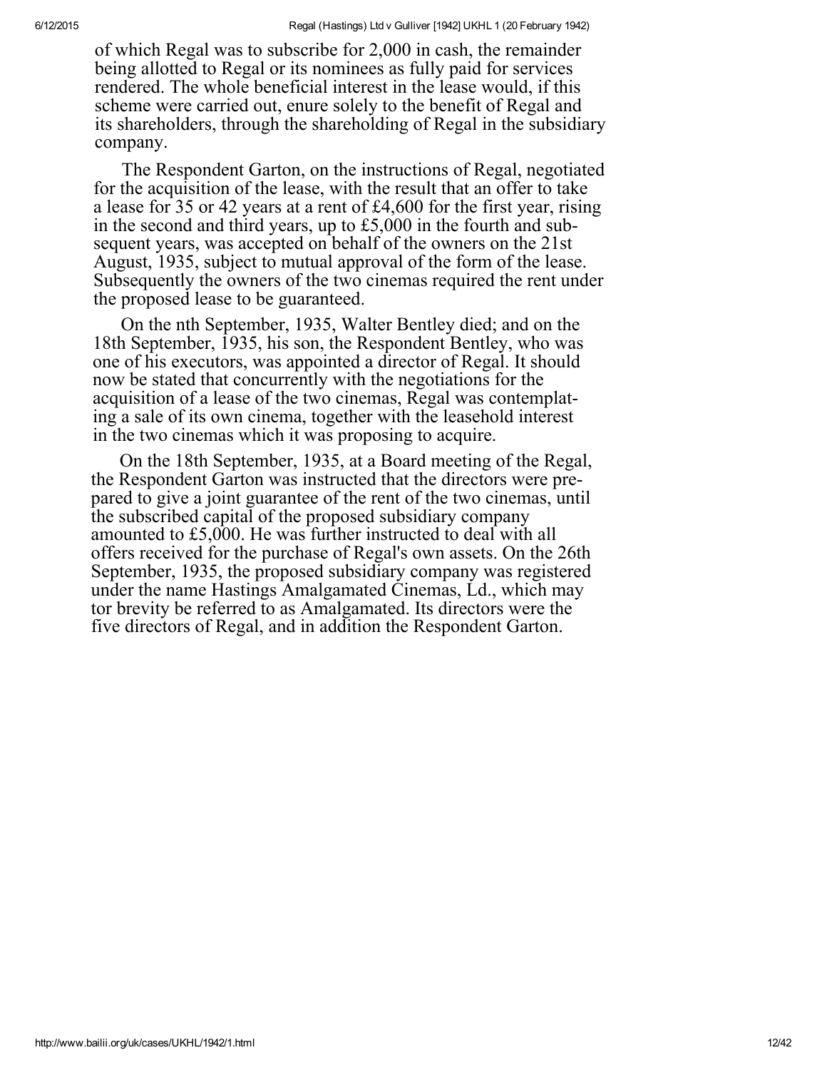of which Regal was to subscribe for 2,000 in cash, the remainder being allotted to Regal or its nominees as fully paid for services rendered. The whole beneficial interest in the lease would, if this scheme were carried out, enure solely to the benefit of Regal and its shareholders, through the shareholding of Regal in the subsidiary company.

The Respondent Garton, on the instructions of Regal, negotiated for the acquisition of the lease, with the result that an offer to take a lease for 35 or 42 years at a rent of £4,600 for the first year, rising in the second and third years, up to £5,000 in the fourth and subsequent years, was accepted on behalf of the owners on the 21st August, 1935, subject to mutual approval of the form of the lease. Subsequently the owners of the two cinemas required the rent under the proposed lease to be guaranteed.

On the nth September, 1935, Walter Bentley died; and on the 18th September, 1935, his son, the Respondent Bentley, who was one of his executors, was appointed a director of Regal. It should now be stated that concurrently with the negotiations for the acquisition of a lease of the two cinemas, Regal was contemplating a sale of its own cinema, together with the leasehold interest in the two cinemas which it was proposing to acquire.

On the 18th September, 1935, at a Board meeting of the Regal, the Respondent Garton was instructed that the directors were prepared to give a joint guarantee of the rent of the two cinemas, until the subscribed capital of the proposed subsidiary company amounted to £5,000. He was further instructed to deal with all offers received for the purchase of Regal's own assets. On the 26th September, 1935, the proposed subsidiary company was registered under the name Hastings Amalgamated Cinemas, Ld., which may tor brevity be referred to as Amalgamated. Its directors were the five directors of Regal, and in addition the Respondent Garton.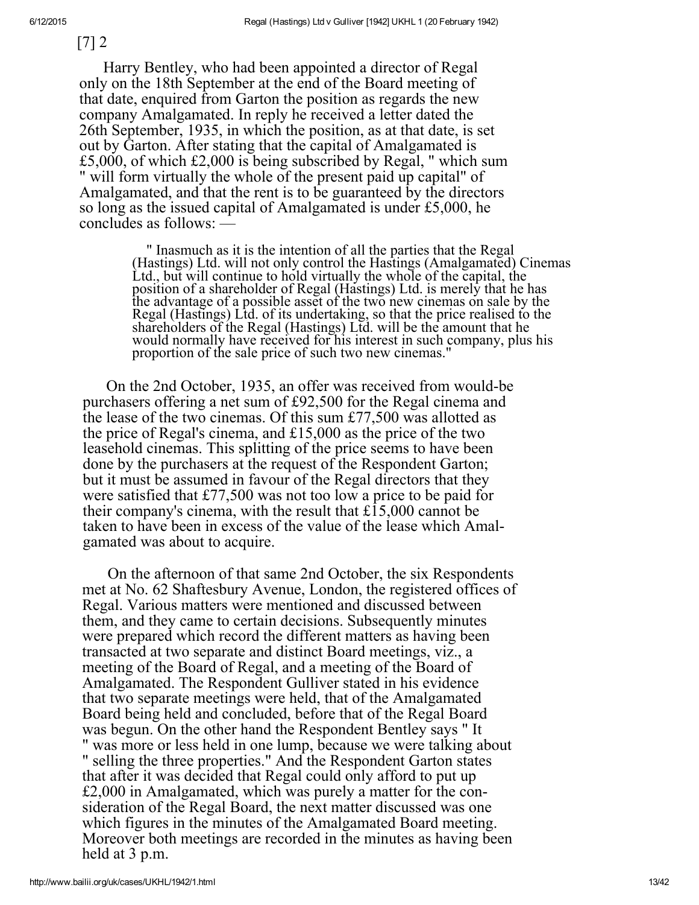[7] 2

Harry Bentley, who had been appointed a director of Regal only on the 18th September at the end of the Board meeting of that date, enquired from Garton the position as regards the new company Amalgamated. In reply he received a letter dated the 26th September, 1935, in which the position, as at that date, is set out by Garton. After stating that the capital of Amalgamated is £5,000, of which £2,000 is being subscribed by Regal, " which sum " will form virtually the whole of the present paid up capital" of Amalgamated, and that the rent is to be guaranteed by the directors so long as the issued capital of Amalgamated is under £5,000, he concludes as follows: —

> " Inasmuch as it is the intention of all the parties that the Regal (Hastings) Ltd. will not only control the Hastings (Amalgamated) Cinemas Ltd., but will continue to hold virtually the whole of the capital, the position of a shareholder of Regal (Hastings) Ltd. is merely that he has the advantage of a possible asset of the two new cinemas on sale by the Regal (Hastings) Ltd. of its undertaking, so that the price realised to the shareholders of the Regal (Hastings) Ltd. will be the amount that he would normally have received for his interest in such company, plus his proportion of the sale price of such two new cinemas."

On the 2nd October, 1935, an offer was received from would-be purchasers offering a net sum of £92,500 for the Regal cinema and the lease of the two cinemas. Of this sum £77,500 was allotted as the price of Regal's cinema, and £15,000 as the price of the two leasehold cinemas. This splitting of the price seems to have been done by the purchasers at the request of the Respondent Garton; but it must be assumed in favour of the Regal directors that they were satisfied that £77,500 was not too low a price to be paid for their company's cinema, with the result that £15,000 cannot be taken to have been in excess of the value of the lease which Amalgamated was about to acquire.

On the afternoon of that same 2nd October, the six Respondents met at No. 62 Shaftesbury Avenue, London, the registered offices of Regal. Various matters were mentioned and discussed between them, and they came to certain decisions. Subsequently minutes were prepared which record the different matters as having been transacted at two separate and distinct Board meetings, viz., a meeting of the Board of Regal, and a meeting of the Board of Amalgamated. The Respondent Gulliver stated in his evidence that two separate meetings were held, that of the Amalgamated Board being held and concluded, before that of the Regal Board was begun. On the other hand the Respondent Bentley says " It " was more or less held in one lump, because we were talking about " selling the three properties." And the Respondent Garton states that after it was decided that Regal could only afford to put up £2,000 in Amalgamated, which was purely a matter for the consideration of the Regal Board, the next matter discussed was one which figures in the minutes of the Amalgamated Board meeting. Moreover both meetings are recorded in the minutes as having been held at 3 p.m.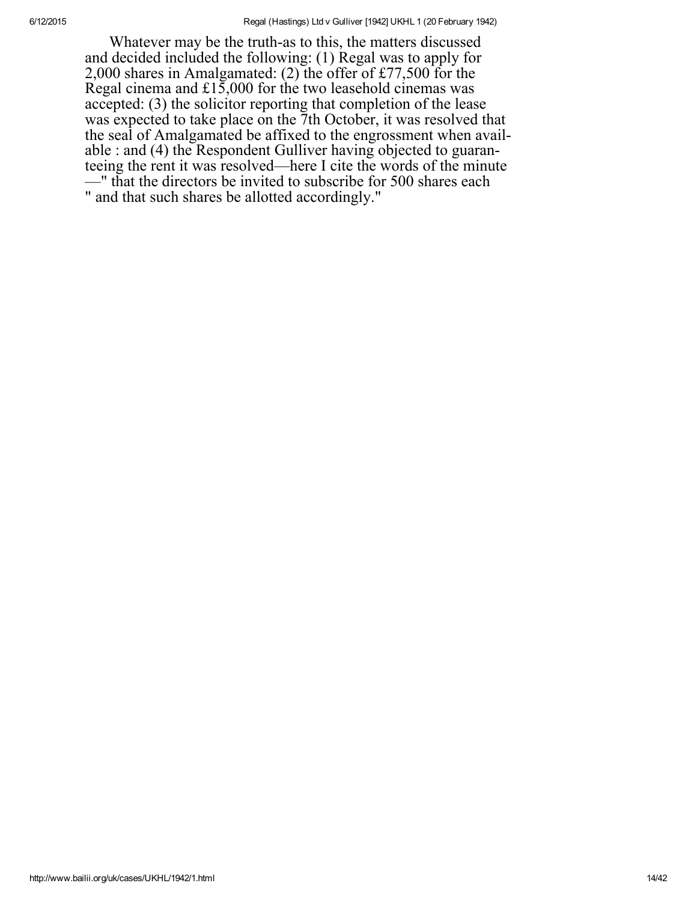Whatever may be the truth-as to this, the matters discussed and decided included the following: (1) Regal was to apply for 2,000 shares in Amalgamated: (2) the offer of £77,500 for the Regal cinema and £15,000 for the two leasehold cinemas was accepted: (3) the solicitor reporting that completion of the lease was expected to take place on the 7th October, it was resolved that the seal of Amalgamated be affixed to the engrossment when available : and (4) the Respondent Gulliver having objected to guaranteeing the rent it was resolved—here I cite the words of the minute —" that the directors be invited to subscribe for 500 shares each " and that such shares be allotted accordingly."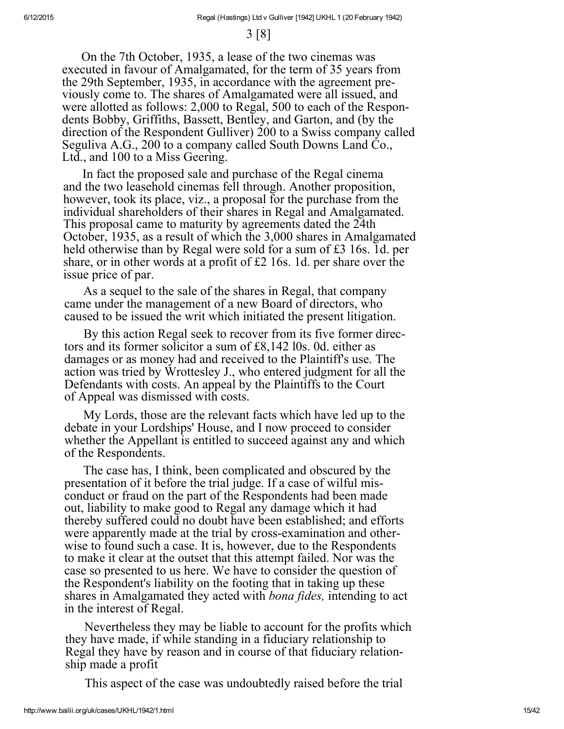3 [8]

On the 7th October, 1935, a lease of the two cinemas was executed in favour of Amalgamated, for the term of 35 years from the 29th September, 1935, in accordance with the agreement previously come to. The shares of Amalgamated were all issued, and were allotted as follows: 2,000 to Regal, 500 to each of the Respondents Bobby, Griffiths, Bassett, Bentley, and Garton, and (by the direction of the Respondent Gulliver) 200 to a Swiss company called Seguliva A.G., 200 to a company called South Downs Land Co., Ltd., and 100 to a Miss Geering.

In fact the proposed sale and purchase of the Regal cinema and the two leasehold cinemas fell through. Another proposition, however, took its place, viz., a proposal for the purchase from the individual shareholders of their shares in Regal and Amalgamated. This proposal came to maturity by agreements dated the 24th October, 1935, as a result of which the 3,000 shares in Amalgamated held otherwise than by Regal were sold for a sum of £3 16s. 1d. per share, or in other words at a profit of £2 16s. 1d. per share over the issue price of par.

As a sequel to the sale of the shares in Regal, that company came under the management of a new Board of directors, who caused to be issued the writ which initiated the present litigation.

By this action Regal seek to recover from its five former directors and its former solicitor a sum of £8,142 l0s. 0d. either as damages or as money had and received to the Plaintiff's use. The action was tried by Wrottesley J., who entered judgment for all the Defendants with costs. An appeal by the Plaintiffs to the Court of Appeal was dismissed with costs.

My Lords, those are the relevant facts which have led up to the debate in your Lordships' House, and I now proceed to consider whether the Appellant is entitled to succeed against any and which of the Respondents.

The case has, I think, been complicated and obscured by the presentation of it before the trial judge. If a case of wilful misconduct or fraud on the part of the Respondents had been made out, liability to make good to Regal any damage which it had thereby suffered could no doubt have been established; and efforts were apparently made at the trial by cross-examination and otherwise to found such a case. It is, however, due to the Respondents to make it clear at the outset that this attempt failed. Nor was the case so presented to us here. We have to consider the question of the Respondent's liability on the footing that in taking up these shares in Amalgamated they acted with *bona fides,* intending to act in the interest of Regal.

Nevertheless they may be liable to account for the profits which they have made, if while standing in a fiduciary relationship to Regal they have by reason and in course of that fiduciary relationship made a profit

This aspect of the case was undoubtedly raised before the trial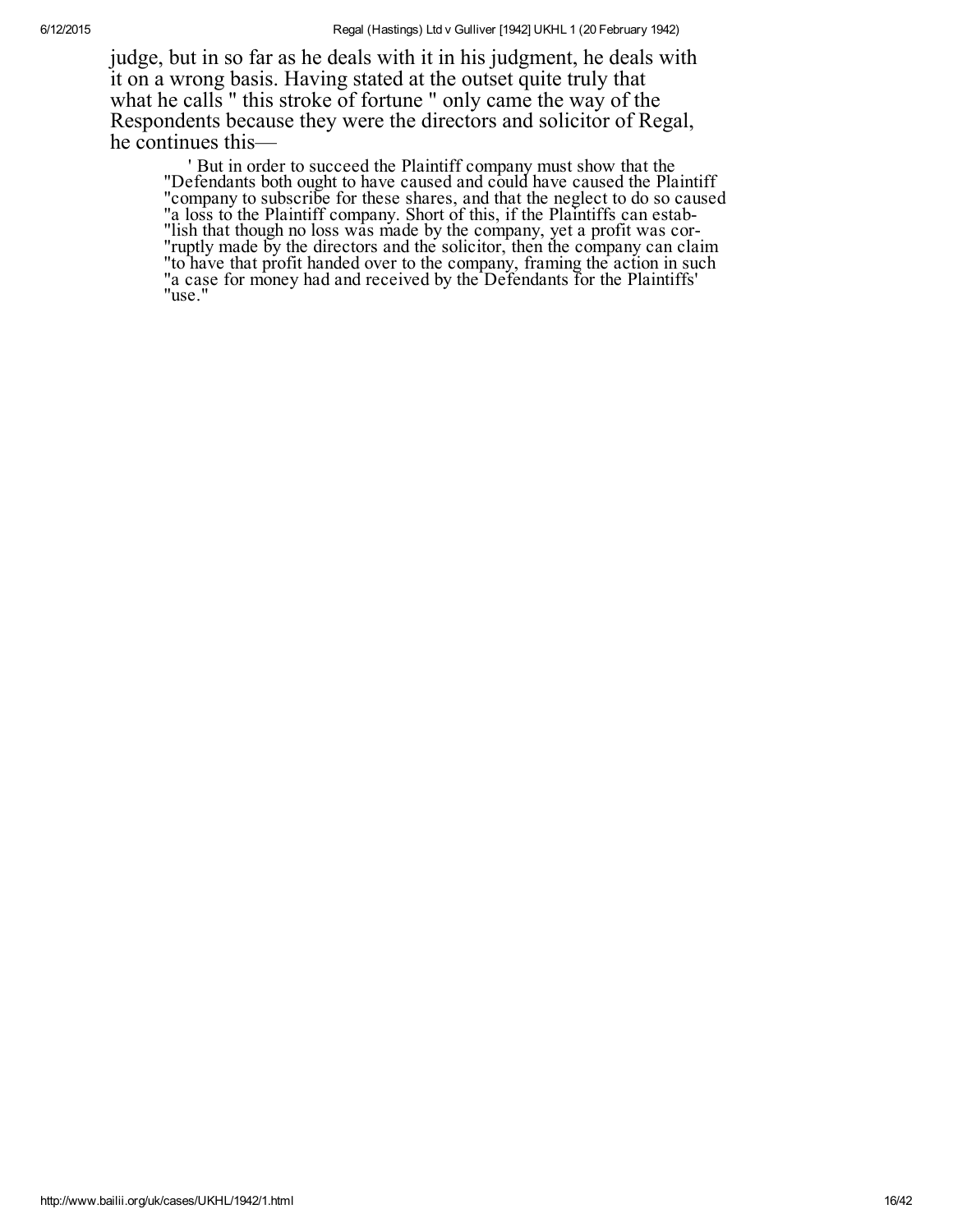judge, but in so far as he deals with it in his judgment, he deals with it on a wrong basis. Having stated at the outset quite truly that what he calls " this stroke of fortune " only came the way of the Respondents because they were the directors and solicitor of Regal, he continues this—

> ' But in order to succeed the Plaintiff company must show that the "Defendants both ought to have caused and could have caused the Plaintiff "company to subscribe for these shares, and that the neglect to do so caused "a loss to the Plaintiff company. Short of this, if the Plaintiffs can estab- "lish that though no loss was made by the company, yet a profit was cor- "ruptly made by the directors and the solicitor, then the company can claim "to have that profit handed over to the company, framing the action in such "a case for money had and received by the Defendants for the Plaintiffs' "use."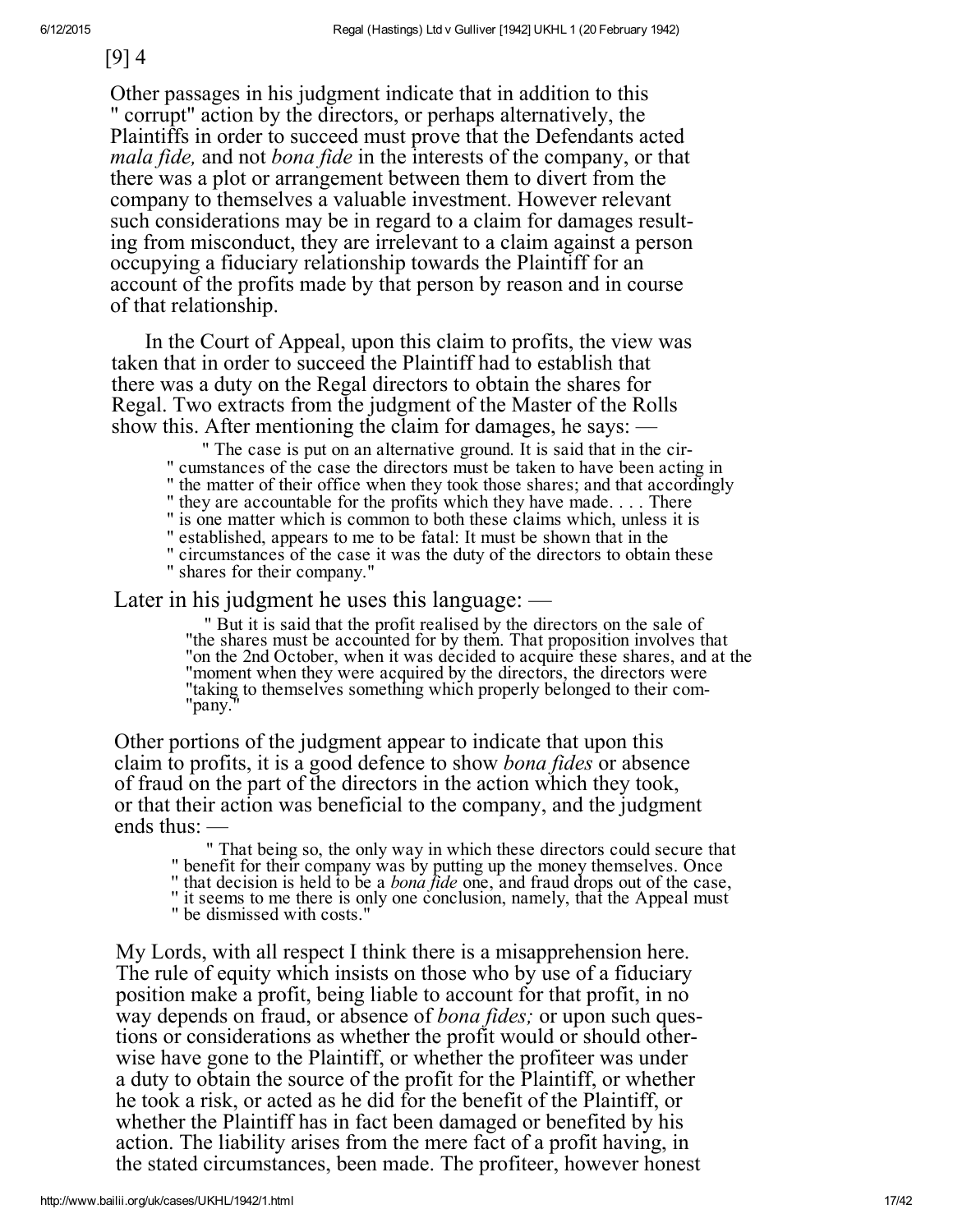[9] 4

Other passages in his judgment indicate that in addition to this " corrupt" action by the directors, or perhaps alternatively, the Plaintiffs in order to succeed must prove that the Defendants acted *mala fide,* and not *bona fide* in the interests of the company, or that there was a plot or arrangement between them to divert from the company to themselves a valuable investment. However relevant such considerations may be in regard to a claim for damages resulting from misconduct, they are irrelevant to a claim against a person occupying a fiduciary relationship towards the Plaintiff for an account of the profits made by that person by reason and in course of that relationship.

In the Court of Appeal, upon this claim to profits, the view was taken that in order to succeed the Plaintiff had to establish that there was a duty on the Regal directors to obtain the shares for Regal. Two extracts from the judgment of the Master of the Rolls show this. After mentioning the claim for damages, he says: —

> " The case is put on an alternative ground. It is said that in the circumstances of the case the directors must be taken to have been acting in the matter of their office when they took those shares; and that accordingly they are accountable for the profits which they have made. . . . There is one matter which is common to both these claims which, unless it is established, appears to me to be fatal: It must be shown that in the circumstances of the case it was the duty of the directors to obtain these shares for their company."

Later in his judgment he uses this language: —

> " But it is said that the profit realised by the directors on the sale of the shares must be accounted for by them. That proposition involves that on the 2nd October, when it was decided to acquire these shares, and at the moment when they were acquired by the directors, the directors were taking to themselves something which properly belonged to their company."

Other portions of the judgment appear to indicate that upon this claim to profits, it is a good defence to show *bona fides* or absence of fraud on the part of the directors in the action which they took, or that their action was beneficial to the company, and the judgment ends thus: —

> " That being so, the only way in which these directors could secure that benefit for their company was by putting up the money themselves. Once that decision is held to be a *bona fide* one, and fraud drops out of the case, it seems to me there is only one conclusion, namely, that the Appeal must be dismissed with costs."

My Lords, with all respect I think there is a misapprehension here. The rule of equity which insists on those who by use of a fiduciary position make a profit, being liable to account for that profit, in no way depends on fraud, or absence of *bona fides;* or upon such questions or considerations as whether the profit would or should otherwise have gone to the Plaintiff, or whether the profiteer was under a duty to obtain the source of the profit for the Plaintiff, or whether he took a risk, or acted as he did for the benefit of the Plaintiff, or whether the Plaintiff has in fact been damaged or benefited by his action. The liability arises from the mere fact of a profit having, in the stated circumstances, been made. The profiteer, however honest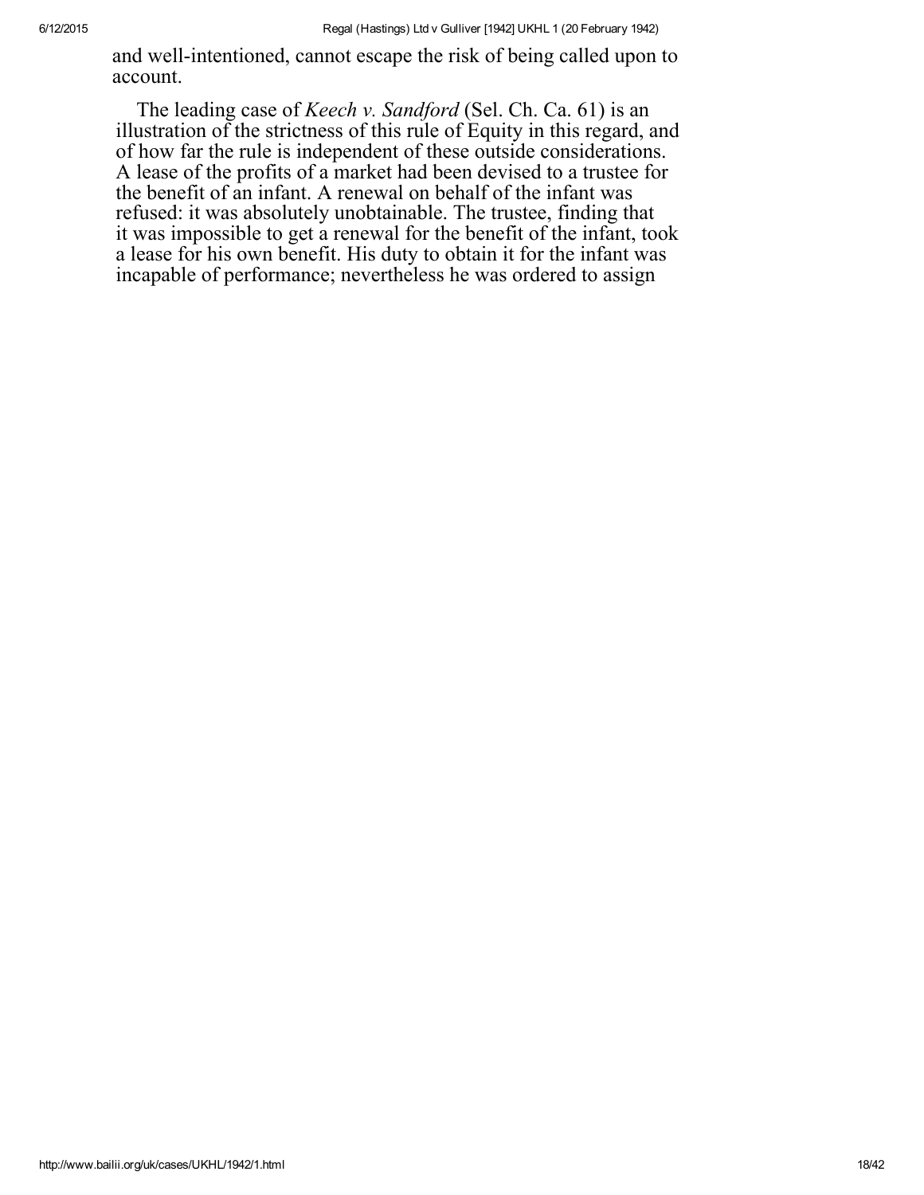and well-intentioned, cannot escape the risk of being called upon to account.

The leading case of *Keech v. Sandford* (Sel. Ch. Ca. 61) is an illustration of the strictness of this rule of Equity in this regard, and of how far the rule is independent of these outside considerations. A lease of the profits of a market had been devised to a trustee for the benefit of an infant. A renewal on behalf of the infant was refused: it was absolutely unobtainable. The trustee, finding that it was impossible to get a renewal for the benefit of the infant, took a lease for his own benefit. His duty to obtain it for the infant was incapable of performance; nevertheless he was ordered to assign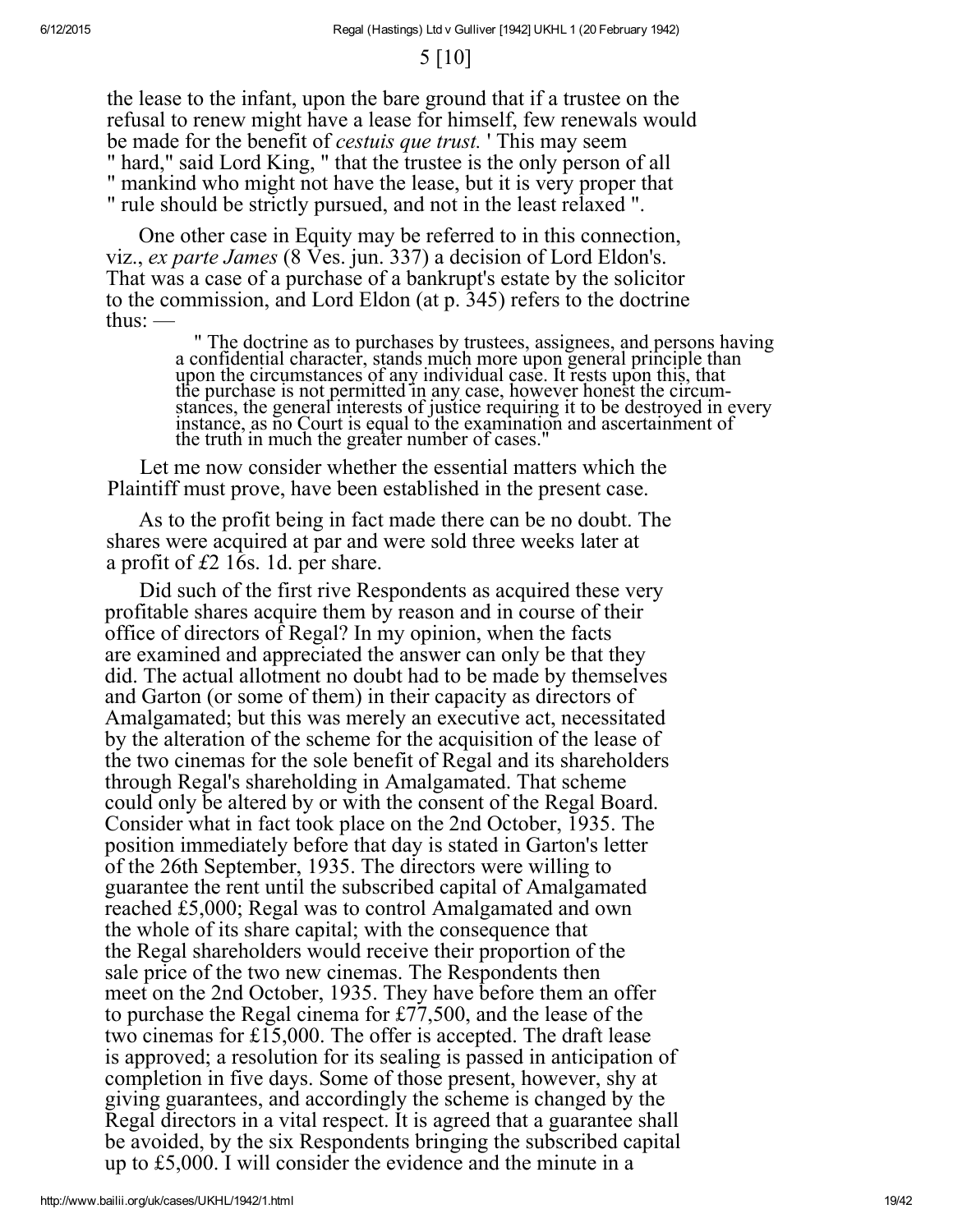5 [10]

the lease to the infant, upon the bare ground that if a trustee on the refusal to renew might have a lease for himself, few renewals would be made for the benefit of *cestuis que trust.* ' This may seem " hard," said Lord King, " that the trustee is the only person of all " mankind who might not have the lease, but it is very proper that " rule should be strictly pursued, and not in the least relaxed ".

One other case in Equity may be referred to in this connection, viz., *ex parte James* (8 Ves. jun. 337) a decision of Lord Eldon's. That was a case of a purchase of a bankrupt's estate by the solicitor to the commission, and Lord Eldon (at p. 345) refers to the doctrine thus: —

> " The doctrine as to purchases by trustees, assignees, and persons having a confidential character, stands much more upon general principle than upon the circumstances of any individual case. It rests upon this, that the purchase is not permitted in any case, however honest the circumstances, the general interests of justice requiring it to be destroyed in every instance, as no Court is equal to the examination and ascertainment of the truth in much the greater number of cases."

Let me now consider whether the essential matters which the Plaintiff must prove, have been established in the present case.

As to the profit being in fact made there can be no doubt. The shares were acquired at par and were sold three weeks later at a profit of £2 16s. 1d. per share.

Did such of the first rive Respondents as acquired these very profitable shares acquire them by reason and in course of their office of directors of Regal? In my opinion, when the facts are examined and appreciated the answer can only be that they did. The actual allotment no doubt had to be made by themselves and Garton (or some of them) in their capacity as directors of Amalgamated; but this was merely an executive act, necessitated by the alteration of the scheme for the acquisition of the lease of the two cinemas for the sole benefit of Regal and its shareholders through Regal's shareholding in Amalgamated. That scheme could only be altered by or with the consent of the Regal Board. Consider what in fact took place on the 2nd October, 1935. The position immediately before that day is stated in Garton's letter of the 26th September, 1935. The directors were willing to guarantee the rent until the subscribed capital of Amalgamated reached £5,000; Regal was to control Amalgamated and own the whole of its share capital; with the consequence that the Regal shareholders would receive their proportion of the sale price of the two new cinemas. The Respondents then meet on the 2nd October, 1935. They have before them an offer to purchase the Regal cinema for £77,500, and the lease of the two cinemas for £15,000. The offer is accepted. The draft lease is approved; a resolution for its sealing is passed in anticipation of completion in five days. Some of those present, however, shy at giving guarantees, and accordingly the scheme is changed by the Regal directors in a vital respect. It is agreed that a guarantee shall be avoided, by the six Respondents bringing the subscribed capital up to £5,000. I will consider the evidence and the minute in a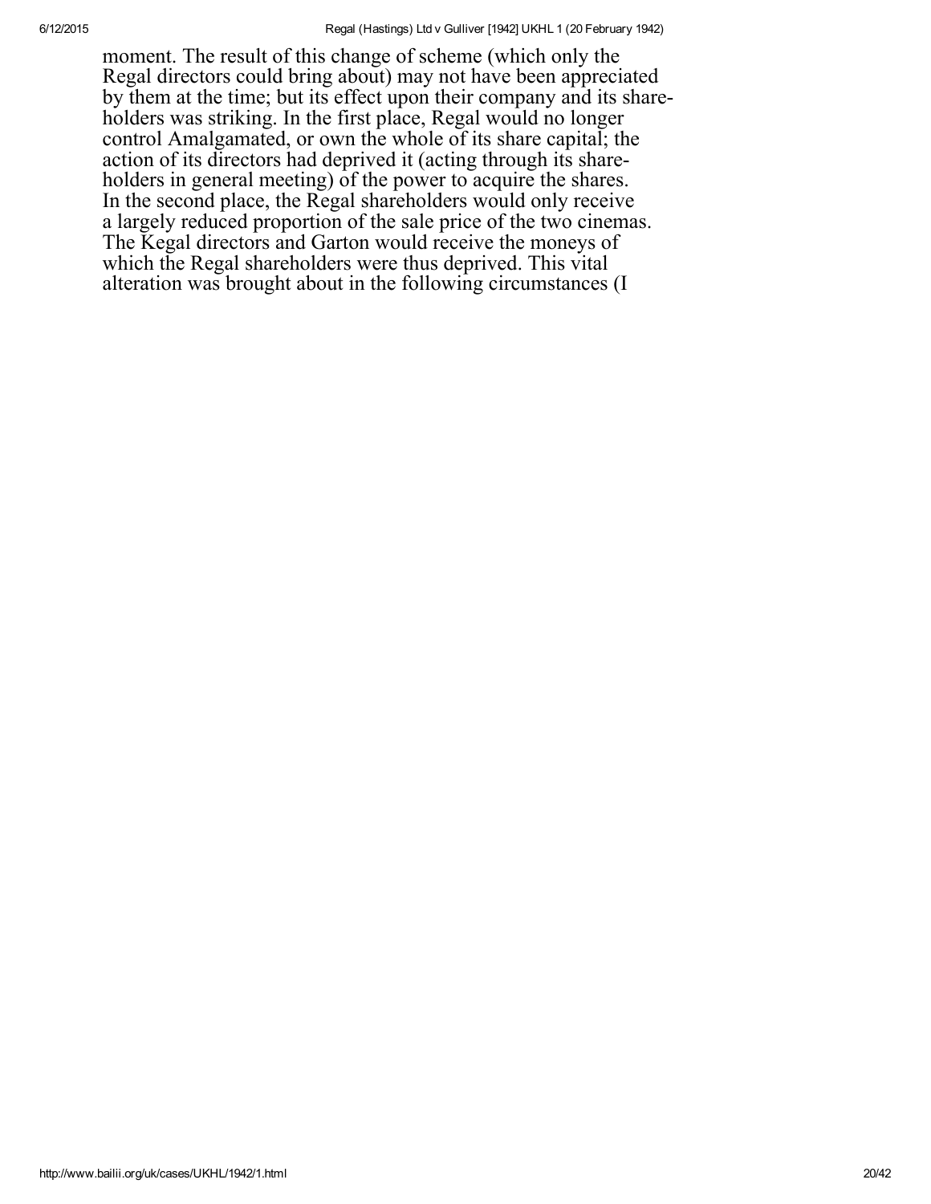moment. The result of this change of scheme (which only the Regal directors could bring about) may not have been appreciated by them at the time; but its effect upon their company and its shareholders was striking. In the first place, Regal would no longer control Amalgamated, or own the whole of its share capital; the action of its directors had deprived it (acting through its shareholders in general meeting) of the power to acquire the shares. In the second place, the Regal shareholders would only receive a largely reduced proportion of the sale price of the two cinemas. The Kegal directors and Garton would receive the moneys of which the Regal shareholders were thus deprived. This vital alteration was brought about in the following circumstances (I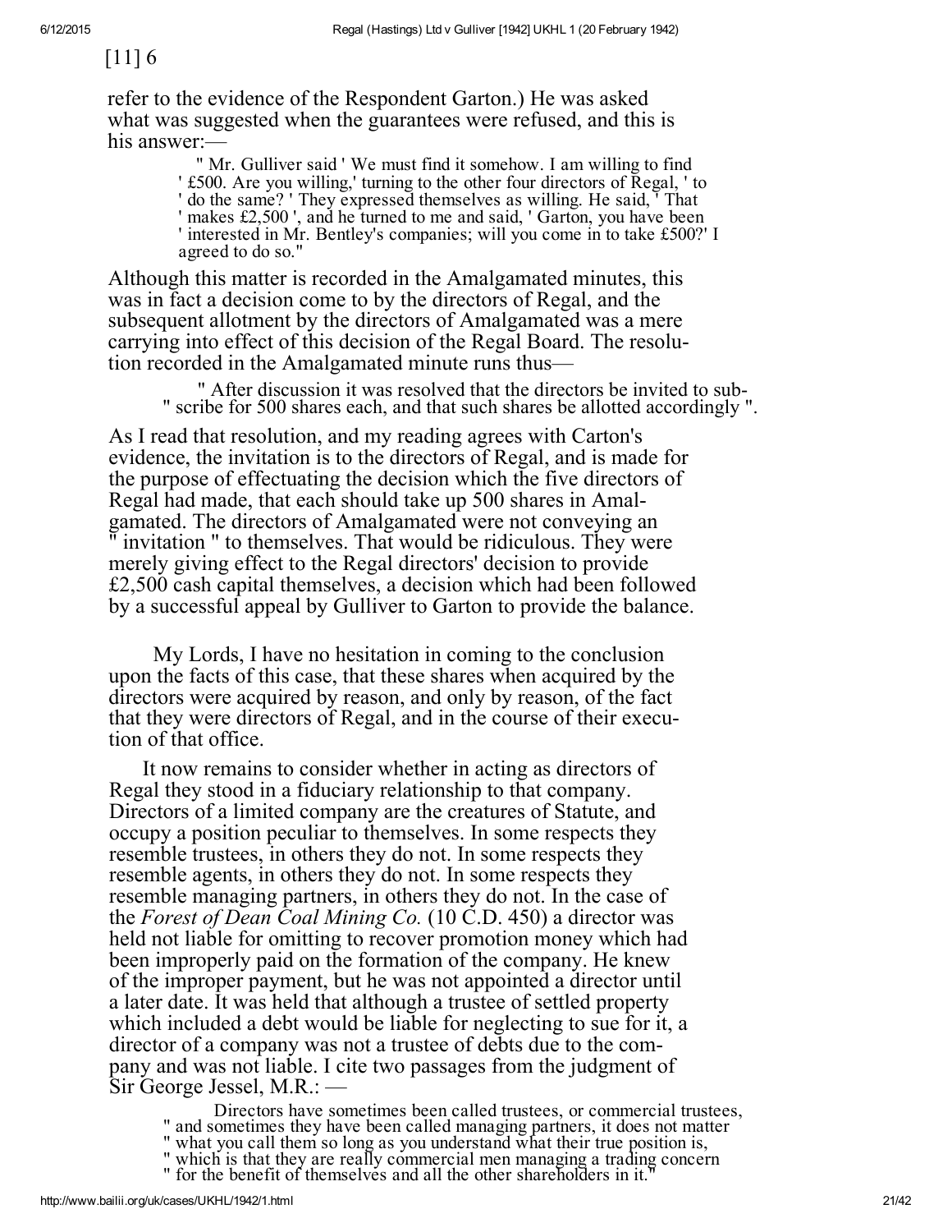[11] 6

refer to the evidence of the Respondent Garton.) He was asked what was suggested when the guarantees were refused, and this is his answer:—

> " Mr. Gulliver said ' We must find it somehow. I am willing to find ' £500. Are you willing,' turning to the other four directors of Regal, ' to ' do the same? ' They expressed themselves as willing. He said, ' That ' makes £2,500 ', and he turned to me and said, ' Garton, you have been ' interested in Mr. Bentley's companies; will you come in to take £500?' I agreed to do so."

Although this matter is recorded in the Amalgamated minutes, this was in fact a decision come to by the directors of Regal, and the subsequent allotment by the directors of Amalgamated was a mere carrying into effect of this decision of the Regal Board. The resolution recorded in the Amalgamated minute runs thus—

> " After discussion it was resolved that the directors be invited to sub- " scribe for 500 shares each, and that such shares be allotted accordingly ".

As I read that resolution, and my reading agrees with Carton's evidence, the invitation is to the directors of Regal, and is made for the purpose of effectuating the decision which the five directors of Regal had made, that each should take up 500 shares in Amalgamated. The directors of Amalgamated were not conveying an " invitation " to themselves. That would be ridiculous. They were merely giving effect to the Regal directors' decision to provide £2,500 cash capital themselves, a decision which had been followed by a successful appeal by Gulliver to Garton to provide the balance.

My Lords, I have no hesitation in coming to the conclusion upon the facts of this case, that these shares when acquired by the directors were acquired by reason, and only by reason, of the fact that they were directors of Regal, and in the course of their execution of that office.

It now remains to consider whether in acting as directors of Regal they stood in a fiduciary relationship to that company. Directors of a limited company are the creatures of Statute, and occupy a position peculiar to themselves. In some respects they resemble trustees, in others they do not. In some respects they resemble agents, in others they do not. In some respects they resemble managing partners, in others they do not. In the case of the *Forest of Dean Coal Mining Co.* (10 C.D. 450) a director was held not liable for omitting to recover promotion money which had been improperly paid on the formation of the company. He knew of the improper payment, but he was not appointed a director until a later date. It was held that although a trustee of settled property which included a debt would be liable for neglecting to sue for it, a director of a company was not a trustee of debts due to the company and was not liable. I cite two passages from the judgment of Sir George Jessel, M.R.: —

> Directors have sometimes been called trustees, or commercial trustees, " and sometimes they have been called managing partners, it does not matter " what you call them so long as you understand what their true position is, " which is that they are really commercial men managing a trading concern " for the benefit of themselves and all the other shareholders in it."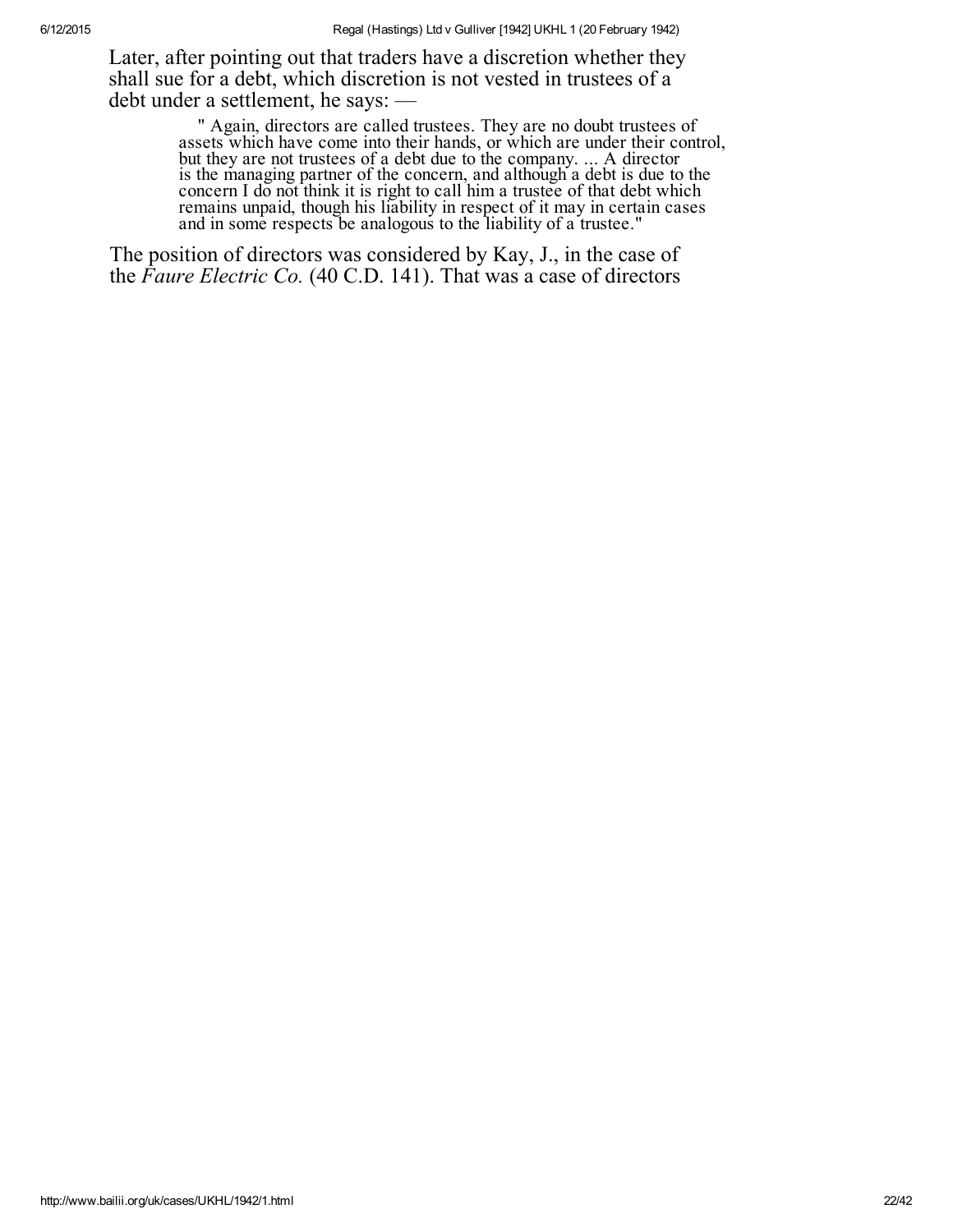Later, after pointing out that traders have a discretion whether they shall sue for a debt, which discretion is not vested in trustees of a debt under a settlement, he says: —

> " Again, directors are called trustees. They are no doubt trustees of assets which have come into their hands, or which are under their control, but they are not trustees of a debt due to the company. ... A director is the managing partner of the concern, and although a debt is due to the concern I do not think it is right to call him a trustee of that debt which remains unpaid, though his liability in respect of it may in certain cases and in some respects be analogous to the liability of a trustee."

The position of directors was considered by Kay, J., in the case of the *Faure Electric Co.* (40 C.D. 141). That was a case of directors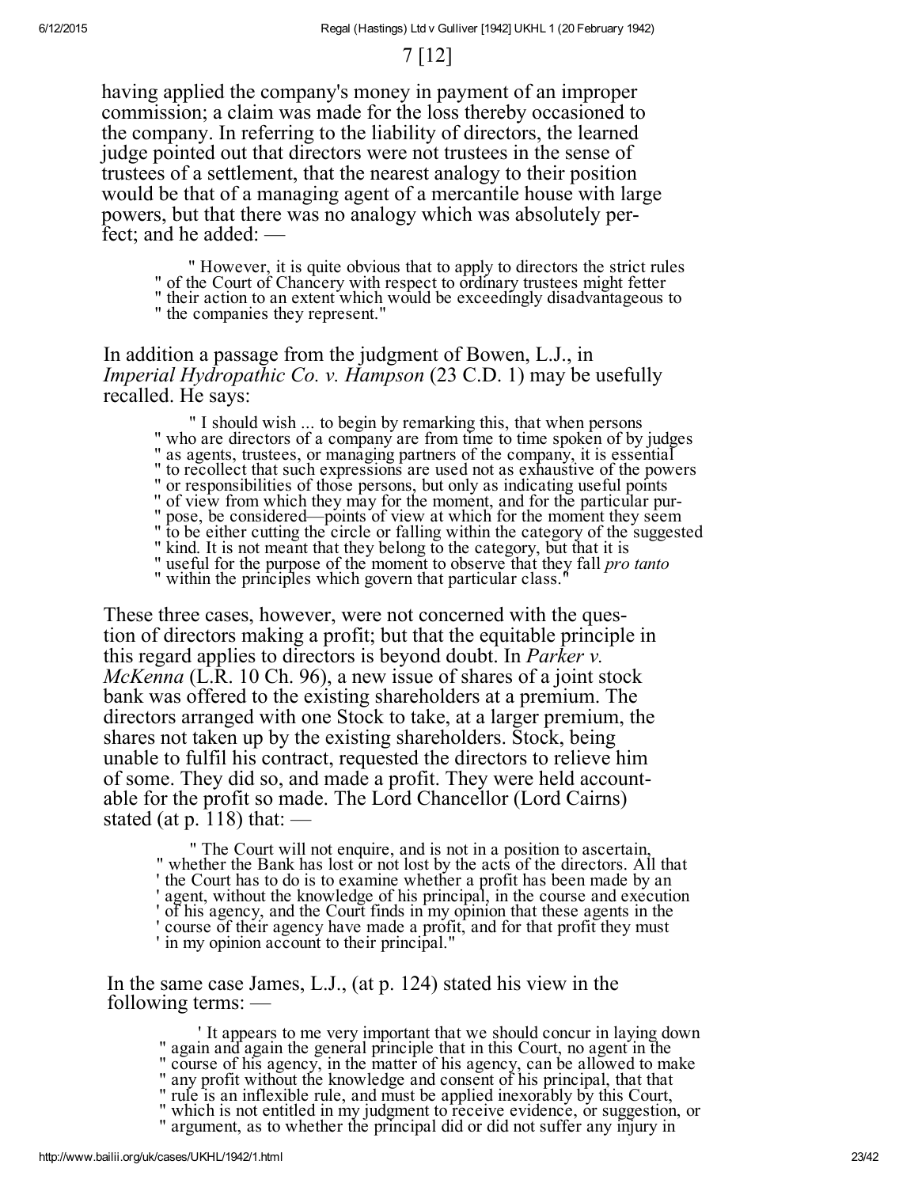7 [12]

having applied the company's money in payment of an improper commission; a claim was made for the loss thereby occasioned to the company. In referring to the liability of directors, the learned judge pointed out that directors were not trustees in the sense of trustees of a settlement, that the nearest analogy to their position would be that of a managing agent of a mercantile house with large powers, but that there was no analogy which was absolutely perfect; and he added: —

> " However, it is quite obvious that to apply to directors the strict rules
> " of the Court of Chancery with respect to ordinary trustees might fetter
> " their action to an extent which would be exceedingly disadvantageous to
> " the companies they represent."

In addition a passage from the judgment of Bowen, L.J., in *Imperial Hydropathic Co. v. Hampson* (23 C.D. 1) may be usefully recalled. He says:

> " I should wish ... to begin by remarking this, that when persons
> " who are directors of a company are from time to time spoken of by judges
> " as agents, trustees, or managing partners of the company, it is essential
> " to recollect that such expressions are used not as exhaustive of the powers
> " or responsibilities of those persons, but only as indicating useful points
> " of view from which they may for the moment, and for the particular pur-
> " pose, be considered—points of view at which for the moment they seem
> " to be either cutting the circle or falling within the category of the suggested
> " kind. It is not meant that they belong to the category, but that it is
> " useful for the purpose of the moment to observe that they fall *pro tanto*
> " within the principles which govern that particular class."

These three cases, however, were not concerned with the question of directors making a profit; but that the equitable principle in this regard applies to directors is beyond doubt. In *Parker v. McKenna* (L.R. 10 Ch. 96), a new issue of shares of a joint stock bank was offered to the existing shareholders at a premium. The directors arranged with one Stock to take, at a larger premium, the shares not taken up by the existing shareholders. Stock, being unable to fulfil his contract, requested the directors to relieve him of some. They did so, and made a profit. They were held accountable for the profit so made. The Lord Chancellor (Lord Cairns) stated (at p. 118) that: —

> " The Court will not enquire, and is not in a position to ascertain,
> " whether the Bank has lost or not lost by the acts of the directors. All that
> ' the Court has to do is to examine whether a profit has been made by an
> ' agent, without the knowledge of his principal, in the course and execution
> ' of his agency, and the Court finds in my opinion that these agents in the
> ' course of their agency have made a profit, and for that profit they must
> ' in my opinion account to their principal."

In the same case James, L.J., (at p. 124) stated his view in the following terms: —

> ' It appears to me very important that we should concur in laying down
> " again and again the general principle that in this Court, no agent in the
> " course of his agency, in the matter of his agency, can be allowed to make
> " any profit without the knowledge and consent of his principal, that that
> " rule is an inflexible rule, and must be applied inexorably by this Court,
> " which is not entitled in my judgment to receive evidence, or suggestion, or
> " argument, as to whether the principal did or did not suffer any injury in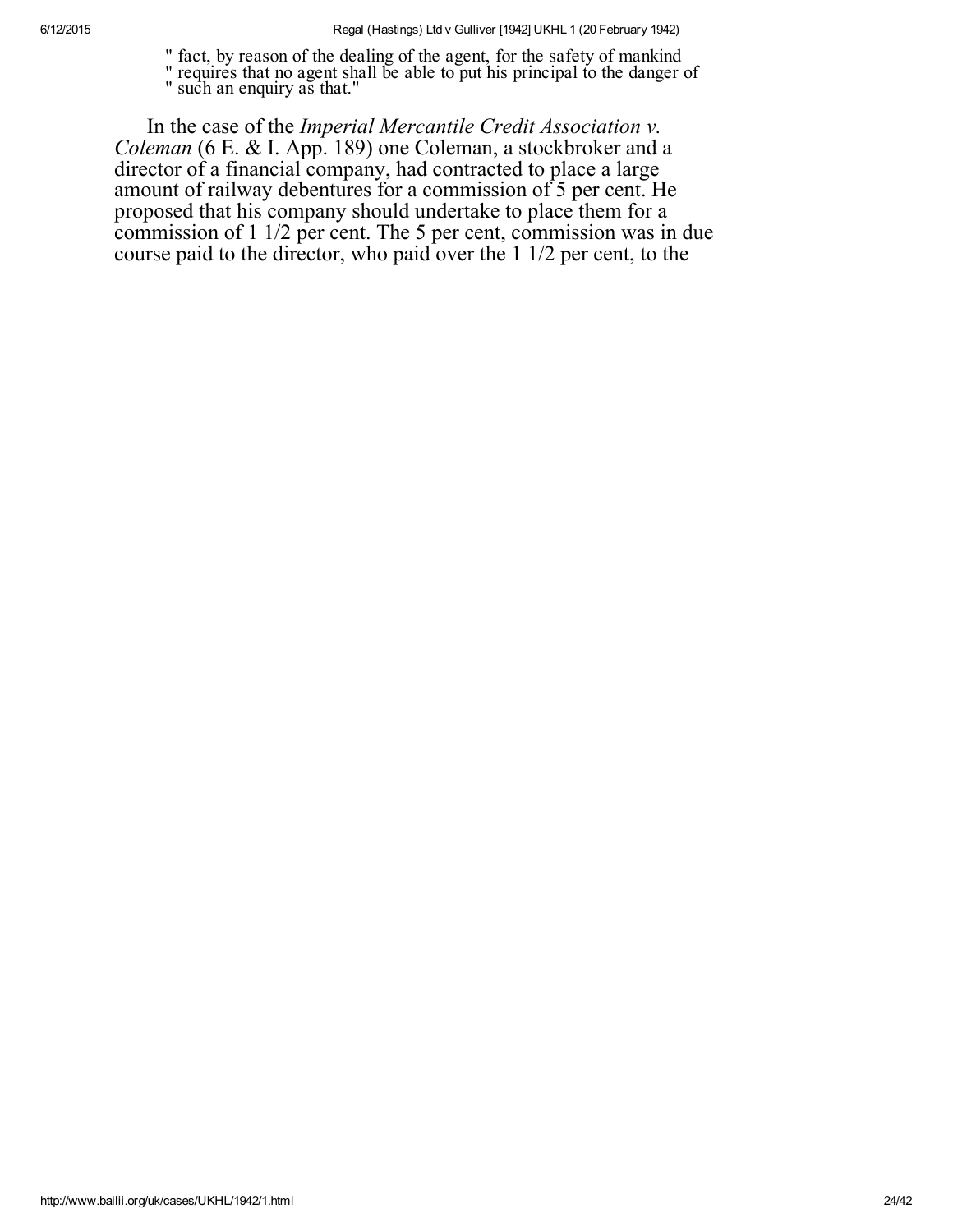" fact, by reason of the dealing of the agent, for the safety of mankind
" requires that no agent shall be able to put his principal to the danger of
" such an enquiry as that."

In the case of the *Imperial Mercantile Credit Association v. Coleman* (6 E. & I. App. 189) one Coleman, a stockbroker and a director of a financial company, had contracted to place a large amount of railway debentures for a commission of 5 per cent. He proposed that his company should undertake to place them for a commission of 1 1/2 per cent. The 5 per cent, commission was in due course paid to the director, who paid over the 1 1/2 per cent, to the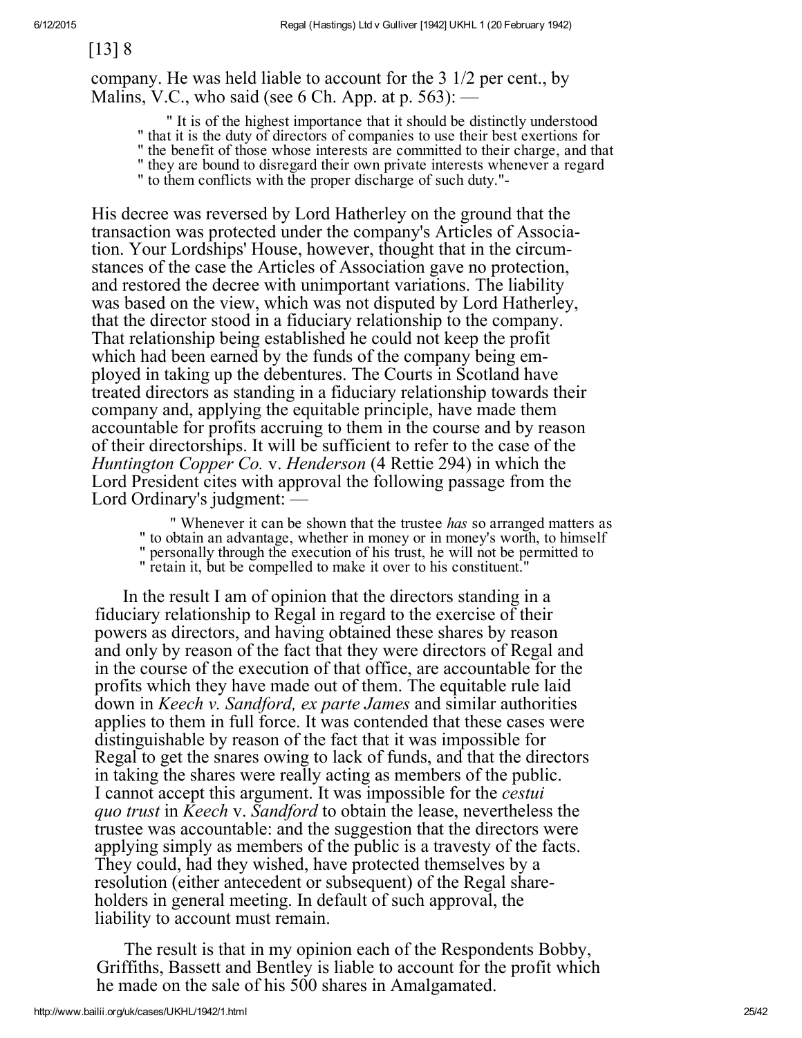[13] 8

company. He was held liable to account for the 3 1/2 per cent., by Malins, V.C., who said (see 6 Ch. App. at p. 563): —

> " It is of the highest importance that it should be distinctly understood " that it is the duty of directors of companies to use their best exertions for " the benefit of those whose interests are committed to their charge, and that " they are bound to disregard their own private interests whenever a regard " to them conflicts with the proper discharge of such duty."-

His decree was reversed by Lord Hatherley on the ground that the transaction was protected under the company's Articles of Association. Your Lordships' House, however, thought that in the circumstances of the case the Articles of Association gave no protection, and restored the decree with unimportant variations. The liability was based on the view, which was not disputed by Lord Hatherley, that the director stood in a fiduciary relationship to the company. That relationship being established he could not keep the profit which had been earned by the funds of the company being employed in taking up the debentures. The Courts in Scotland have treated directors as standing in a fiduciary relationship towards their company and, applying the equitable principle, have made them accountable for profits accruing to them in the course and by reason of their directorships. It will be sufficient to refer to the case of the *Huntington Copper Co.* v. *Henderson* (4 Rettie 294) in which the Lord President cites with approval the following passage from the Lord Ordinary's judgment: —

> " Whenever it can be shown that the trustee *has* so arranged matters as " to obtain an advantage, whether in money or in money's worth, to himself " personally through the execution of his trust, he will not be permitted to " retain it, but be compelled to make it over to his constituent."

In the result I am of opinion that the directors standing in a fiduciary relationship to Regal in regard to the exercise of their powers as directors, and having obtained these shares by reason and only by reason of the fact that they were directors of Regal and in the course of the execution of that office, are accountable for the profits which they have made out of them. The equitable rule laid down in *Keech v. Sandford, ex parte James* and similar authorities applies to them in full force. It was contended that these cases were distinguishable by reason of the fact that it was impossible for Regal to get the snares owing to lack of funds, and that the directors in taking the shares were really acting as members of the public. I cannot accept this argument. It was impossible for the *cestui quo trust* in *Keech* v. *Sandford* to obtain the lease, nevertheless the trustee was accountable: and the suggestion that the directors were applying simply as members of the public is a travesty of the facts. They could, had they wished, have protected themselves by a resolution (either antecedent or subsequent) of the Regal shareholders in general meeting. In default of such approval, the liability to account must remain.

The result is that in my opinion each of the Respondents Bobby, Griffiths, Bassett and Bentley is liable to account for the profit which he made on the sale of his 500 shares in Amalgamated.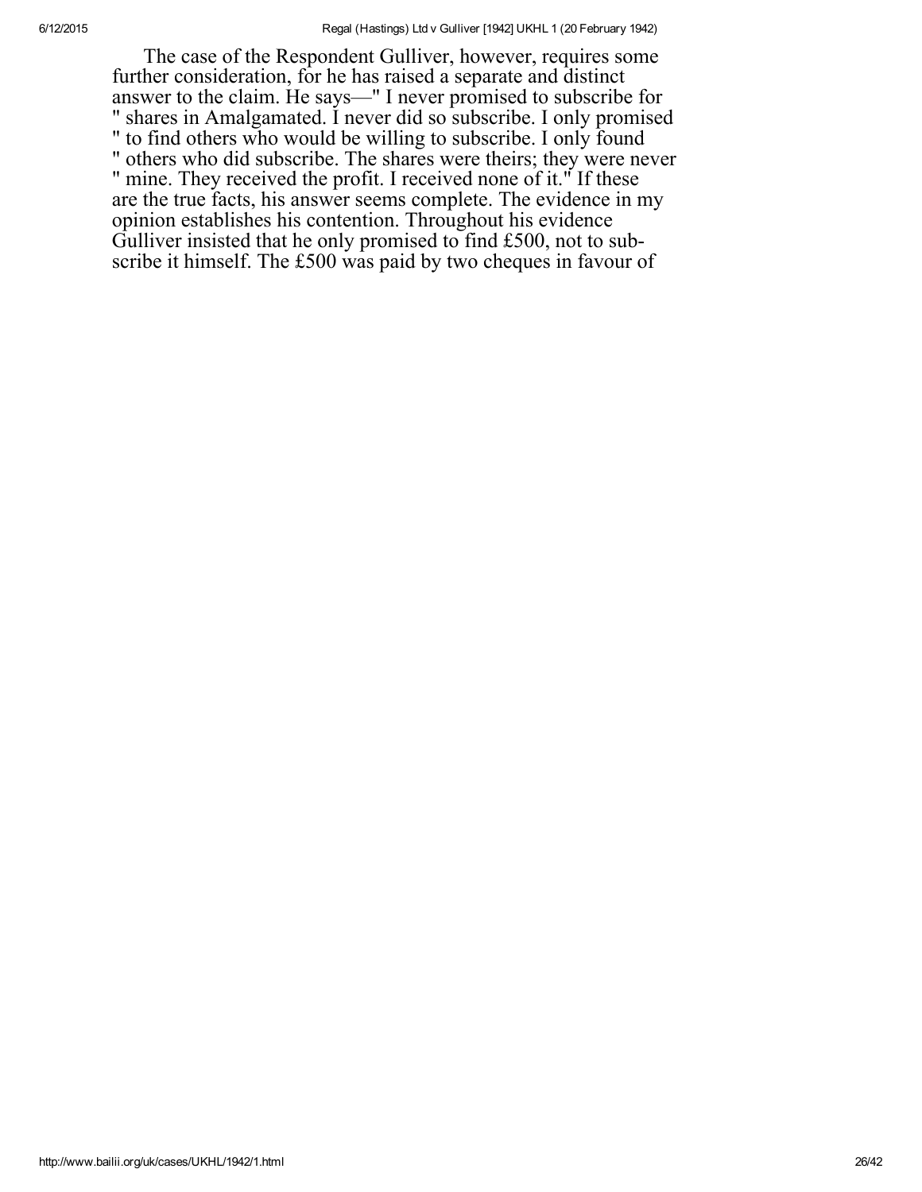The case of the Respondent Gulliver, however, requires some further consideration, for he has raised a separate and distinct answer to the claim. He says—" I never promised to subscribe for " shares in Amalgamated. I never did so subscribe. I only promised " to find others who would be willing to subscribe. I only found " others who did subscribe. The shares were theirs; they were never " mine. They received the profit. I received none of it." If these are the true facts, his answer seems complete. The evidence in my opinion establishes his contention. Throughout his evidence Gulliver insisted that he only promised to find £500, not to subscribe it himself. The £500 was paid by two cheques in favour of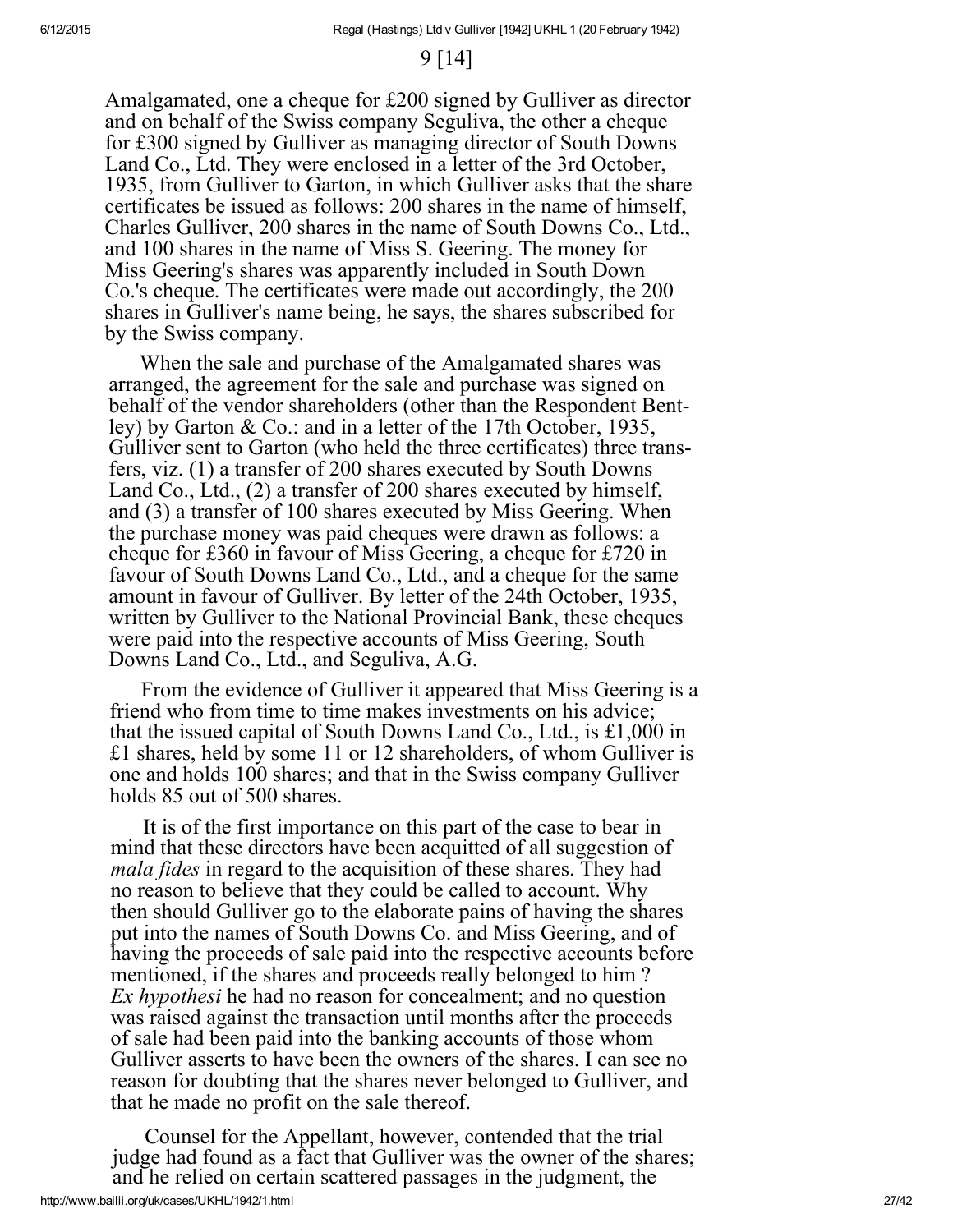9 [14]

Amalgamated, one a cheque for £200 signed by Gulliver as director and on behalf of the Swiss company Seguliva, the other a cheque for £300 signed by Gulliver as managing director of South Downs Land Co., Ltd. They were enclosed in a letter of the 3rd October, 1935, from Gulliver to Garton, in which Gulliver asks that the share certificates be issued as follows: 200 shares in the name of himself, Charles Gulliver, 200 shares in the name of South Downs Co., Ltd., and 100 shares in the name of Miss S. Geering. The money for Miss Geering's shares was apparently included in South Down Co.'s cheque. The certificates were made out accordingly, the 200 shares in Gulliver's name being, he says, the shares subscribed for by the Swiss company.

When the sale and purchase of the Amalgamated shares was arranged, the agreement for the sale and purchase was signed on behalf of the vendor shareholders (other than the Respondent Bentley) by Garton & Co.: and in a letter of the 17th October, 1935, Gulliver sent to Garton (who held the three certificates) three transfers, viz. (1) a transfer of 200 shares executed by South Downs Land Co., Ltd., (2) a transfer of 200 shares executed by himself, and (3) a transfer of 100 shares executed by Miss Geering. When the purchase money was paid cheques were drawn as follows: a cheque for £360 in favour of Miss Geering, a cheque for £720 in favour of South Downs Land Co., Ltd., and a cheque for the same amount in favour of Gulliver. By letter of the 24th October, 1935, written by Gulliver to the National Provincial Bank, these cheques were paid into the respective accounts of Miss Geering, South Downs Land Co., Ltd., and Seguliva, A.G.

From the evidence of Gulliver it appeared that Miss Geering is a friend who from time to time makes investments on his advice; that the issued capital of South Downs Land Co., Ltd., is £1,000 in £1 shares, held by some 11 or 12 shareholders, of whom Gulliver is one and holds 100 shares; and that in the Swiss company Gulliver holds 85 out of 500 shares.

It is of the first importance on this part of the case to bear in mind that these directors have been acquitted of all suggestion of *mala fides* in regard to the acquisition of these shares. They had no reason to believe that they could be called to account. Why then should Gulliver go to the elaborate pains of having the shares put into the names of South Downs Co. and Miss Geering, and of having the proceeds of sale paid into the respective accounts before mentioned, if the shares and proceeds really belonged to him? *Ex hypothesi* he had no reason for concealment; and no question was raised against the transaction until months after the proceeds of sale had been paid into the banking accounts of those whom Gulliver asserts to have been the owners of the shares. I can see no reason for doubting that the shares never belonged to Gulliver, and that he made no profit on the sale thereof.

Counsel for the Appellant, however, contended that the trial judge had found as a fact that Gulliver was the owner of the shares; and he relied on certain scattered passages in the judgment, the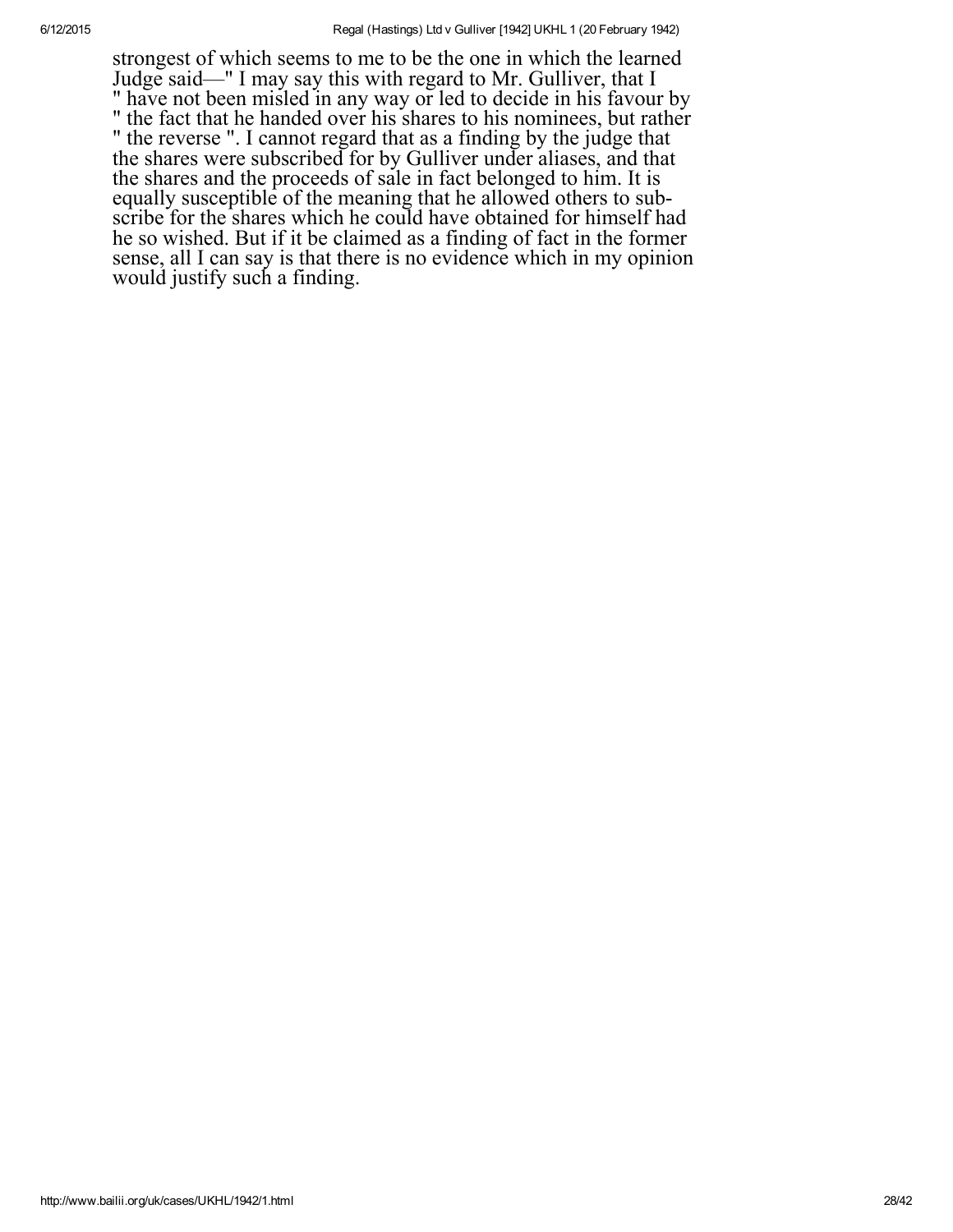strongest of which seems to me to be the one in which the learned Judge said—" I may say this with regard to Mr. Gulliver, that I " have not been misled in any way or led to decide in his favour by " the fact that he handed over his shares to his nominees, but rather " the reverse ". I cannot regard that as a finding by the judge that the shares were subscribed for by Gulliver under aliases, and that the shares and the proceeds of sale in fact belonged to him. It is equally susceptible of the meaning that he allowed others to subscribe for the shares which he could have obtained for himself had he so wished. But if it be claimed as a finding of fact in the former sense, all I can say is that there is no evidence which in my opinion would justify such a finding.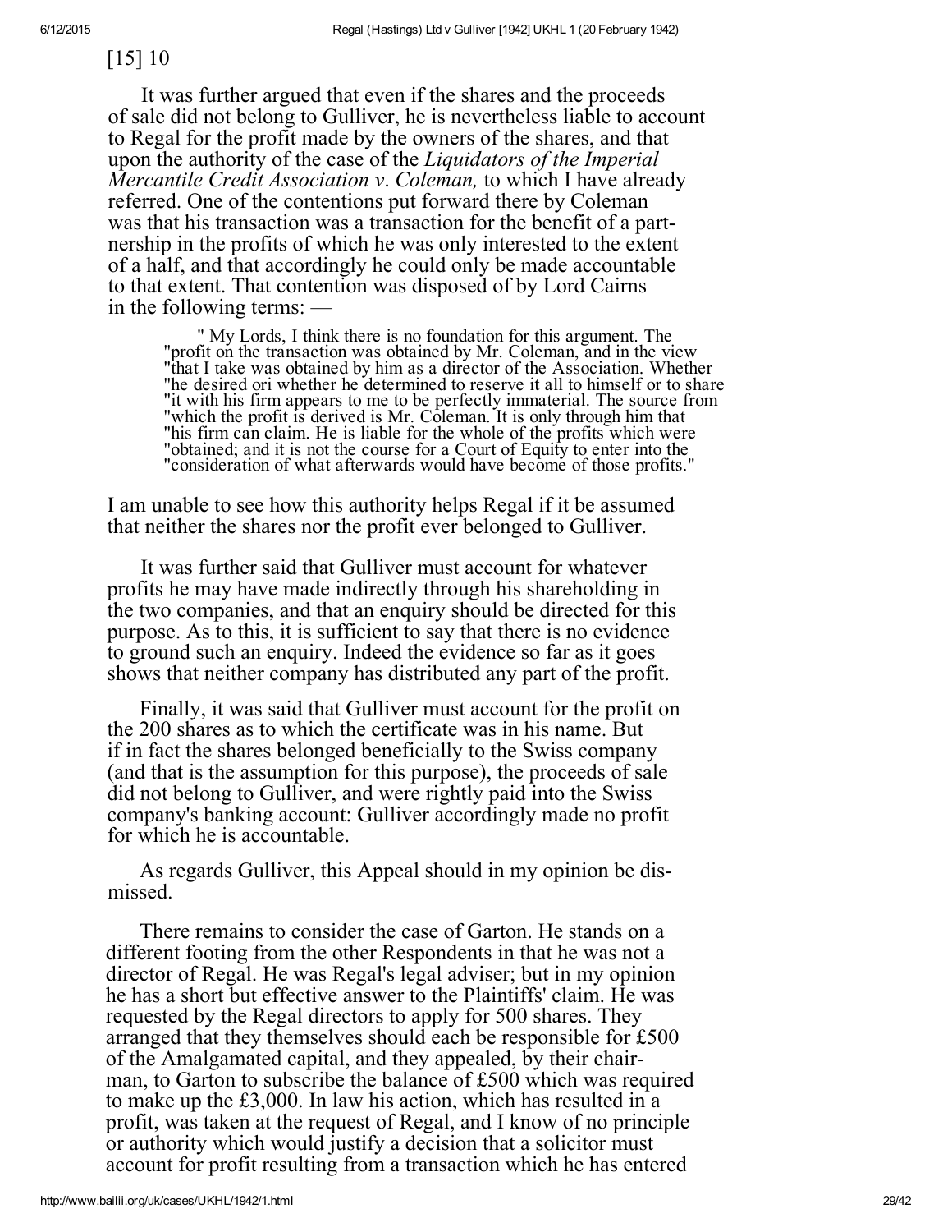[15] 10

It was further argued that even if the shares and the proceeds of sale did not belong to Gulliver, he is nevertheless liable to account to Regal for the profit made by the owners of the shares, and that upon the authority of the case of the *Liquidators of the Imperial Mercantile Credit Association v. Coleman,* to which I have already referred. One of the contentions put forward there by Coleman was that his transaction was a transaction for the benefit of a partnership in the profits of which he was only interested to the extent of a half, and that accordingly he could only be made accountable to that extent. That contention was disposed of by Lord Cairns in the following terms: —

> " My Lords, I think there is no foundation for this argument. The "profit on the transaction was obtained by Mr. Coleman, and in the view "that I take was obtained by him as a director of the Association. Whether "he desired ori whether he determined to reserve it all to himself or to share "it with his firm appears to me to be perfectly immaterial. The source from "which the profit is derived is Mr. Coleman. It is only through him that "his firm can claim. He is liable for the whole of the profits which were "obtained; and it is not the course for a Court of Equity to enter into the "consideration of what afterwards would have become of those profits."

I am unable to see how this authority helps Regal if it be assumed that neither the shares nor the profit ever belonged to Gulliver.

It was further said that Gulliver must account for whatever profits he may have made indirectly through his shareholding in the two companies, and that an enquiry should be directed for this purpose. As to this, it is sufficient to say that there is no evidence to ground such an enquiry. Indeed the evidence so far as it goes shows that neither company has distributed any part of the profit.

Finally, it was said that Gulliver must account for the profit on the 200 shares as to which the certificate was in his name. But if in fact the shares belonged beneficially to the Swiss company (and that is the assumption for this purpose), the proceeds of sale did not belong to Gulliver, and were rightly paid into the Swiss company's banking account: Gulliver accordingly made no profit for which he is accountable.

As regards Gulliver, this Appeal should in my opinion be dismissed.

There remains to consider the case of Garton. He stands on a different footing from the other Respondents in that he was not a director of Regal. He was Regal's legal adviser; but in my opinion he has a short but effective answer to the Plaintiffs' claim. He was requested by the Regal directors to apply for 500 shares. They arranged that they themselves should each be responsible for £500 of the Amalgamated capital, and they appealed, by their chairman, to Garton to subscribe the balance of £500 which was required to make up the £3,000. In law his action, which has resulted in a profit, was taken at the request of Regal, and I know of no principle or authority which would justify a decision that a solicitor must account for profit resulting from a transaction which he has entered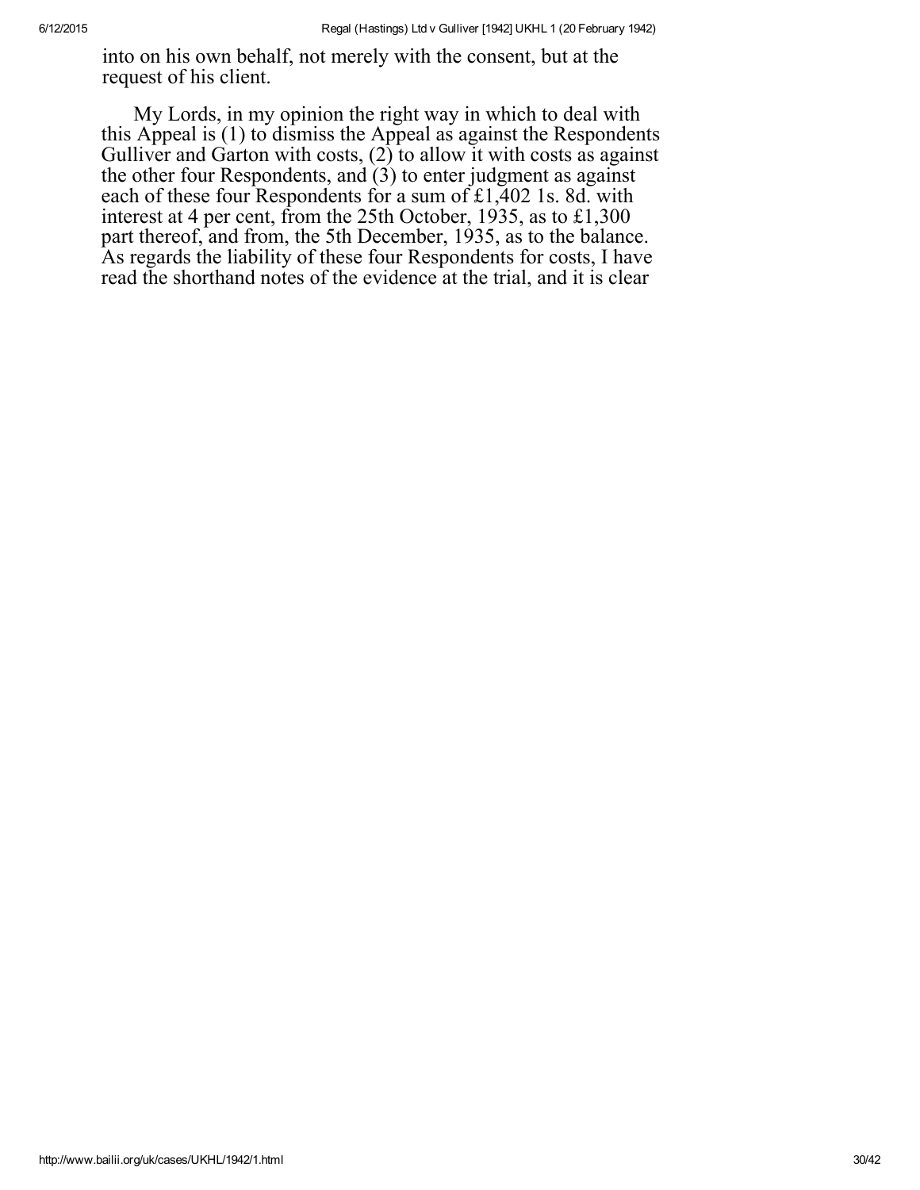into on his own behalf, not merely with the consent, but at the request of his client.

My Lords, in my opinion the right way in which to deal with this Appeal is (1) to dismiss the Appeal as against the Respondents Gulliver and Garton with costs, (2) to allow it with costs as against the other four Respondents, and (3) to enter judgment as against each of these four Respondents for a sum of £1,402 1s. 8d. with interest at 4 per cent, from the 25th October, 1935, as to £1,300 part thereof, and from, the 5th December, 1935, as to the balance. As regards the liability of these four Respondents for costs, I have read the shorthand notes of the evidence at the trial, and it is clear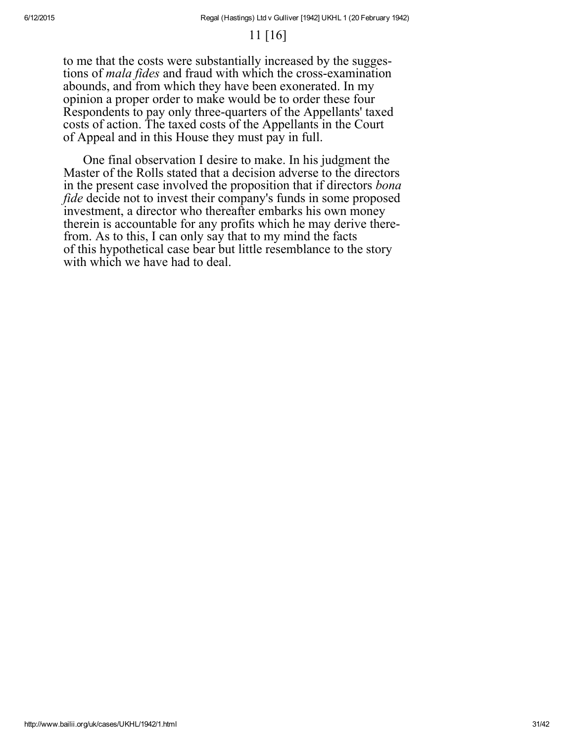11 [16]

to me that the costs were substantially increased by the suggestions of *mala fides* and fraud with which the cross-examination abounds, and from which they have been exonerated. In my opinion a proper order to make would be to order these four Respondents to pay only three-quarters of the Appellants' taxed costs of action. The taxed costs of the Appellants in the Court of Appeal and in this House they must pay in full.

One final observation I desire to make. In his judgment the Master of the Rolls stated that a decision adverse to the directors in the present case involved the proposition that if directors *bona fide* decide not to invest their company's funds in some proposed investment, a director who thereafter embarks his own money therein is accountable for any profits which he may derive therefrom. As to this, I can only say that to my mind the facts of this hypothetical case bear but little resemblance to the story with which we have had to deal.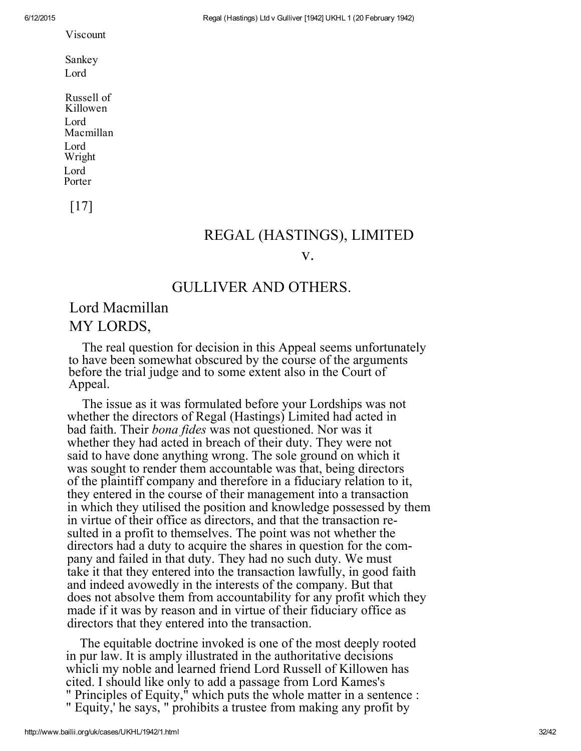Viscount

Sankey
Lord

Russell of
Killowen
Lord
Macmillan
Lord
Wright
Lord
Porter

[17]

## REGAL (HASTINGS), LIMITED

v.

## GULLIVER AND OTHERS.

### Lord Macmillan

MY LORDS,

The real question for decision in this Appeal seems unfortunately to have been somewhat obscured by the course of the arguments before the trial judge and to some extent also in the Court of Appeal.

The issue as it was formulated before your Lordships was not whether the directors of Regal (Hastings) Limited had acted in bad faith. Their *bona fides* was not questioned. Nor was it whether they had acted in breach of their duty. They were not said to have done anything wrong. The sole ground on which it was sought to render them accountable was that, being directors of the plaintiff company and therefore in a fiduciary relation to it, they entered in the course of their management into a transaction in which they utilised the position and knowledge possessed by them in virtue of their office as directors, and that the transaction resulted in a profit to themselves. The point was not whether the directors had a duty to acquire the shares in question for the company and failed in that duty. They had no such duty. We must take it that they entered into the transaction lawfully, in good faith and indeed avowedly in the interests of the company. But that does not absolve them from accountability for any profit which they made if it was by reason and in virtue of their fiduciary office as directors that they entered into the transaction.

The equitable doctrine invoked is one of the most deeply rooted in pur law. It is amply illustrated in the authoritative decisions whicli my noble and learned friend Lord Russell of Killowen has cited. I should like only to add a passage from Lord Kames's " Principles of Equity," which puts the whole matter in a sentence : " Equity,' he says, " prohibits a trustee from making any profit by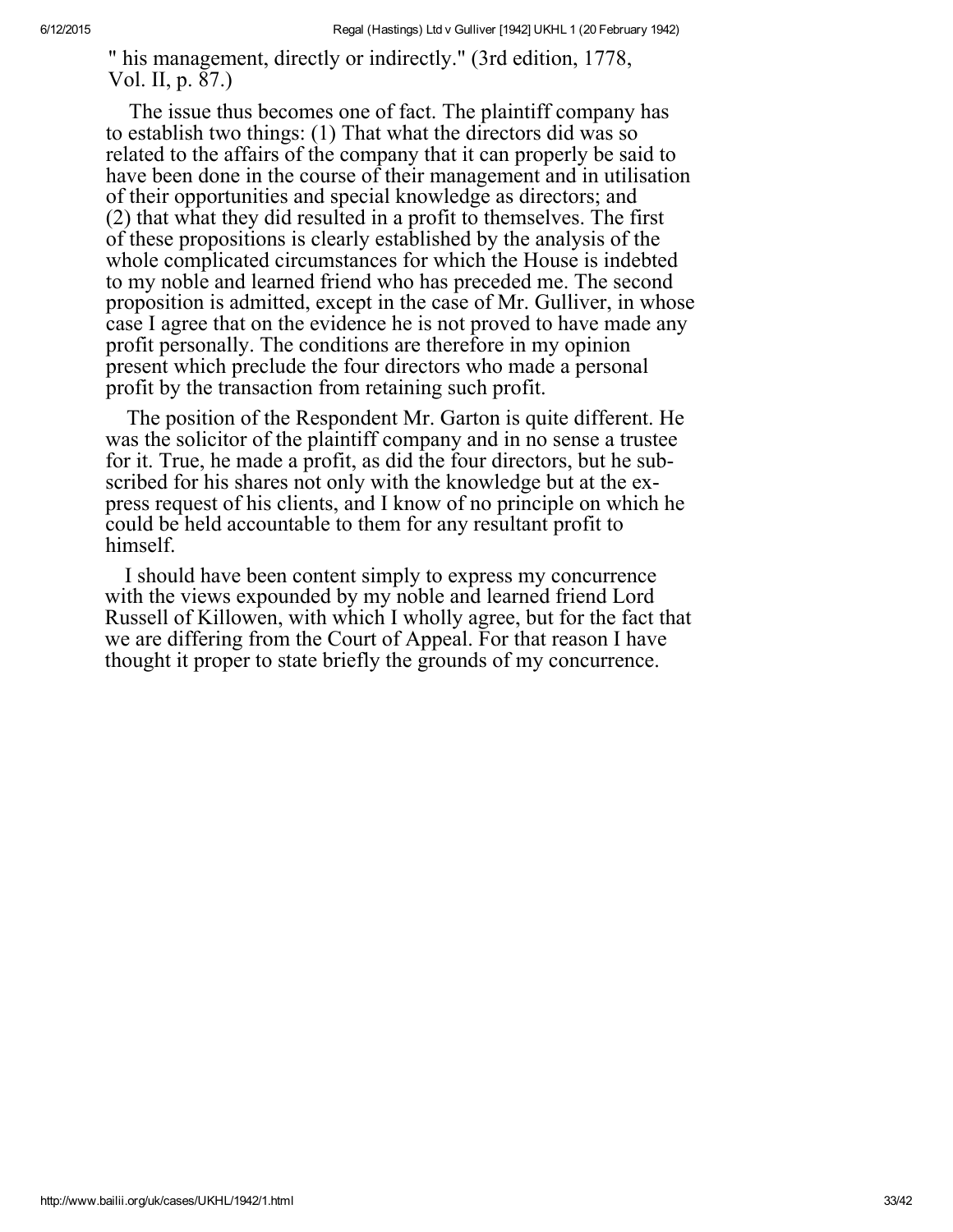" his management, directly or indirectly." (3rd edition, 1778, Vol. II, p. 87.)

The issue thus becomes one of fact. The plaintiff company has to establish two things: (1) That what the directors did was so related to the affairs of the company that it can properly be said to have been done in the course of their management and in utilisation of their opportunities and special knowledge as directors; and (2) that what they did resulted in a profit to themselves. The first of these propositions is clearly established by the analysis of the whole complicated circumstances for which the House is indebted to my noble and learned friend who has preceded me. The second proposition is admitted, except in the case of Mr. Gulliver, in whose case I agree that on the evidence he is not proved to have made any profit personally. The conditions are therefore in my opinion present which preclude the four directors who made a personal profit by the transaction from retaining such profit.

The position of the Respondent Mr. Garton is quite different. He was the solicitor of the plaintiff company and in no sense a trustee for it. True, he made a profit, as did the four directors, but he subscribed for his shares not only with the knowledge but at the express request of his clients, and I know of no principle on which he could be held accountable to them for any resultant profit to himself.

I should have been content simply to express my concurrence with the views expounded by my noble and learned friend Lord Russell of Killowen, with which I wholly agree, but for the fact that we are differing from the Court of Appeal. For that reason I have thought it proper to state briefly the grounds of my concurrence.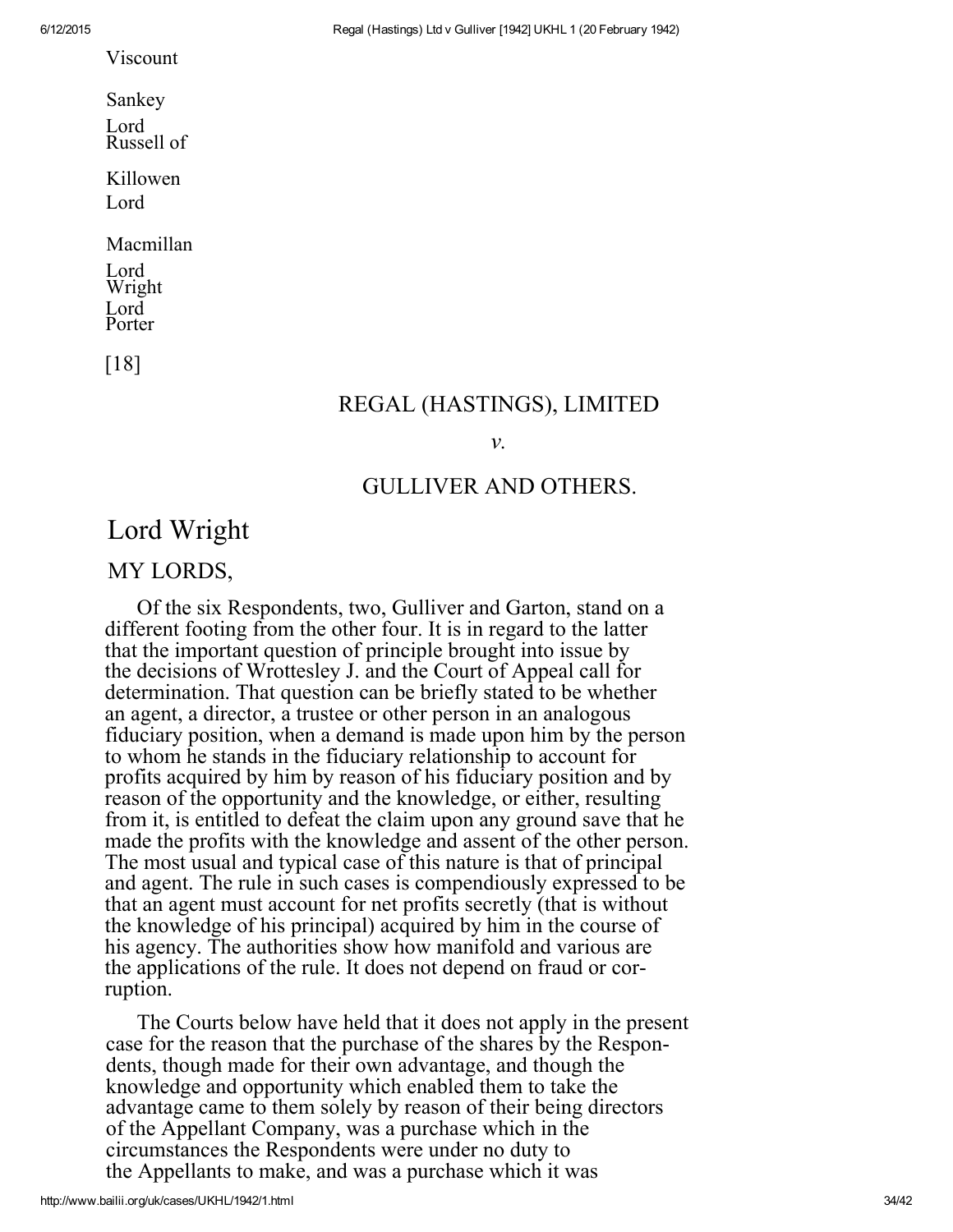Viscount

Sankey

Lord
Russell of

Killowen

Lord

Macmillan

Lord
Wright

Lord
Porter

[18]

## REGAL (HASTINGS), LIMITED

*v.*

## GULLIVER AND OTHERS.

# Lord Wright

MY LORDS,

Of the six Respondents, two, Gulliver and Garton, stand on a different footing from the other four. It is in regard to the latter that the important question of principle brought into issue by the decisions of Wrottesley J. and the Court of Appeal call for determination. That question can be briefly stated to be whether an agent, a director, a trustee or other person in an analogous fiduciary position, when a demand is made upon him by the person to whom he stands in the fiduciary relationship to account for profits acquired by him by reason of his fiduciary position and by reason of the opportunity and the knowledge, or either, resulting from it, is entitled to defeat the claim upon any ground save that he made the profits with the knowledge and assent of the other person. The most usual and typical case of this nature is that of principal and agent. The rule in such cases is compendiously expressed to be that an agent must account for net profits secretly (that is without the knowledge of his principal) acquired by him in the course of his agency. The authorities show how manifold and various are the applications of the rule. It does not depend on fraud or corruption.

The Courts below have held that it does not apply in the present case for the reason that the purchase of the shares by the Respondents, though made for their own advantage, and though the knowledge and opportunity which enabled them to take the advantage came to them solely by reason of their being directors of the Appellant Company, was a purchase which in the circumstances the Respondents were under no duty to the Appellants to make, and was a purchase which it was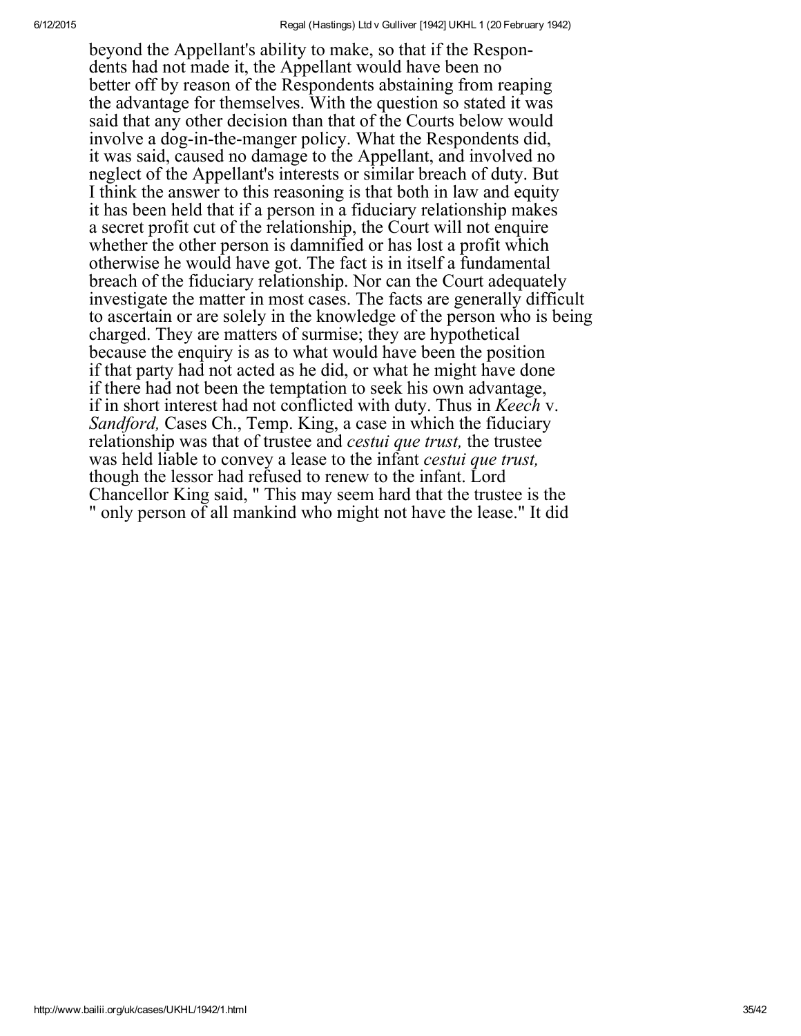beyond the Appellant's ability to make, so that if the Respondents had not made it, the Appellant would have been no better off by reason of the Respondents abstaining from reaping the advantage for themselves. With the question so stated it was said that any other decision than that of the Courts below would involve a dog-in-the-manger policy. What the Respondents did, it was said, caused no damage to the Appellant, and involved no neglect of the Appellant's interests or similar breach of duty. But I think the answer to this reasoning is that both in law and equity it has been held that if a person in a fiduciary relationship makes a secret profit cut of the relationship, the Court will not enquire whether the other person is damnified or has lost a profit which otherwise he would have got. The fact is in itself a fundamental breach of the fiduciary relationship. Nor can the Court adequately investigate the matter in most cases. The facts are generally difficult to ascertain or are solely in the knowledge of the person who is being charged. They are matters of surmise; they are hypothetical because the enquiry is as to what would have been the position if that party had not acted as he did, or what he might have done if there had not been the temptation to seek his own advantage, if in short interest had not conflicted with duty. Thus in *Keech* v. *Sandford,* Cases Ch., Temp. King, a case in which the fiduciary relationship was that of trustee and *cestui que trust,* the trustee was held liable to convey a lease to the infant *cestui que trust,* though the lessor had refused to renew to the infant. Lord Chancellor King said, " This may seem hard that the trustee is the " only person of all mankind who might not have the lease." It did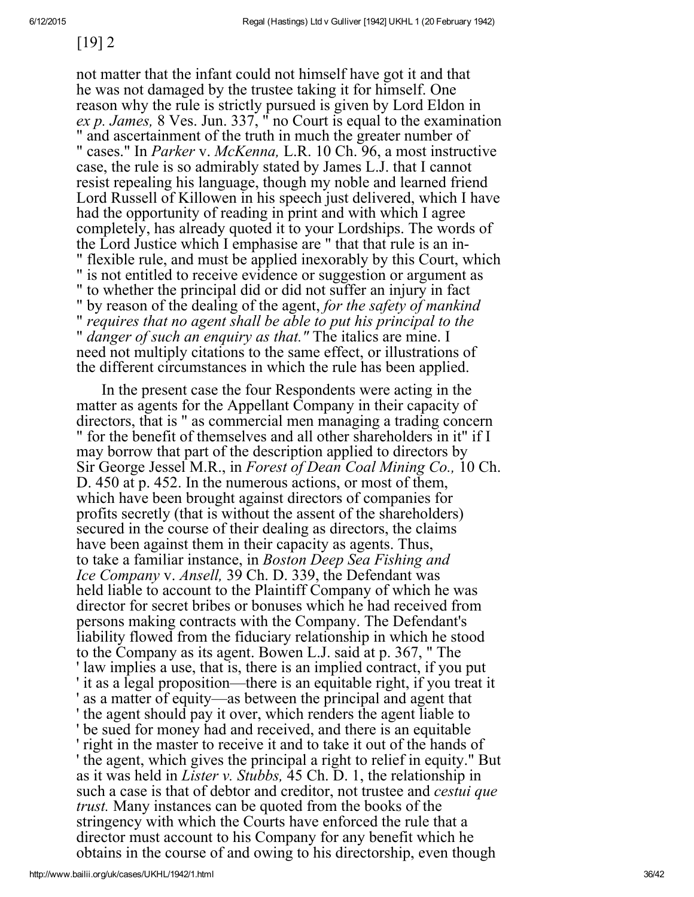[19] 2

not matter that the infant could not himself have got it and that he was not damaged by the trustee taking it for himself. One reason why the rule is strictly pursued is given by Lord Eldon in *ex p. James,* 8 Ves. Jun. 337, " no Court is equal to the examination " and ascertainment of the truth in much the greater number of " cases." In *Parker* v. *McKenna,* L.R. 10 Ch. 96, a most instructive case, the rule is so admirably stated by James L.J. that I cannot resist repealing his language, though my noble and learned friend Lord Russell of Killowen in his speech just delivered, which I have had the opportunity of reading in print and with which I agree completely, has already quoted it to your Lordships. The words of the Lord Justice which I emphasise are " that that rule is an in- " flexible rule, and must be applied inexorably by this Court, which " is not entitled to receive evidence or suggestion or argument as " to whether the principal did or did not suffer an injury in fact " by reason of the dealing of the agent, *for the safety of mankind* " *requires that no agent shall be able to put his principal to the* " *danger of such an enquiry as that."* The italics are mine. I need not multiply citations to the same effect, or illustrations of the different circumstances in which the rule has been applied.

In the present case the four Respondents were acting in the matter as agents for the Appellant Company in their capacity of directors, that is " as commercial men managing a trading concern " for the benefit of themselves and all other shareholders in it" if I may borrow that part of the description applied to directors by Sir George Jessel M.R., in *Forest of Dean Coal Mining Co.,* 10 Ch. D. 450 at p. 452. In the numerous actions, or most of them, which have been brought against directors of companies for profits secretly (that is without the assent of the shareholders) secured in the course of their dealing as directors, the claims have been against them in their capacity as agents. Thus, to take a familiar instance, in *Boston Deep Sea Fishing and Ice Company* v. *Ansell,* 39 Ch. D. 339, the Defendant was held liable to account to the Plaintiff Company of which he was director for secret bribes or bonuses which he had received from persons making contracts with the Company. The Defendant's liability flowed from the fiduciary relationship in which he stood to the Company as its agent. Bowen L.J. said at p. 367, " The ' law implies a use, that is, there is an implied contract, if you put ' it as a legal proposition—there is an equitable right, if you treat it ' as a matter of equity—as between the principal and agent that ' the agent should pay it over, which renders the agent liable to ' be sued for money had and received, and there is an equitable ' right in the master to receive it and to take it out of the hands of ' the agent, which gives the principal a right to relief in equity." But as it was held in *Lister v. Stubbs,* 45 Ch. D. 1, the relationship in such a case is that of debtor and creditor, not trustee and *cestui que trust.* Many instances can be quoted from the books of the stringency with which the Courts have enforced the rule that a director must account to his Company for any benefit which he obtains in the course of and owing to his directorship, even though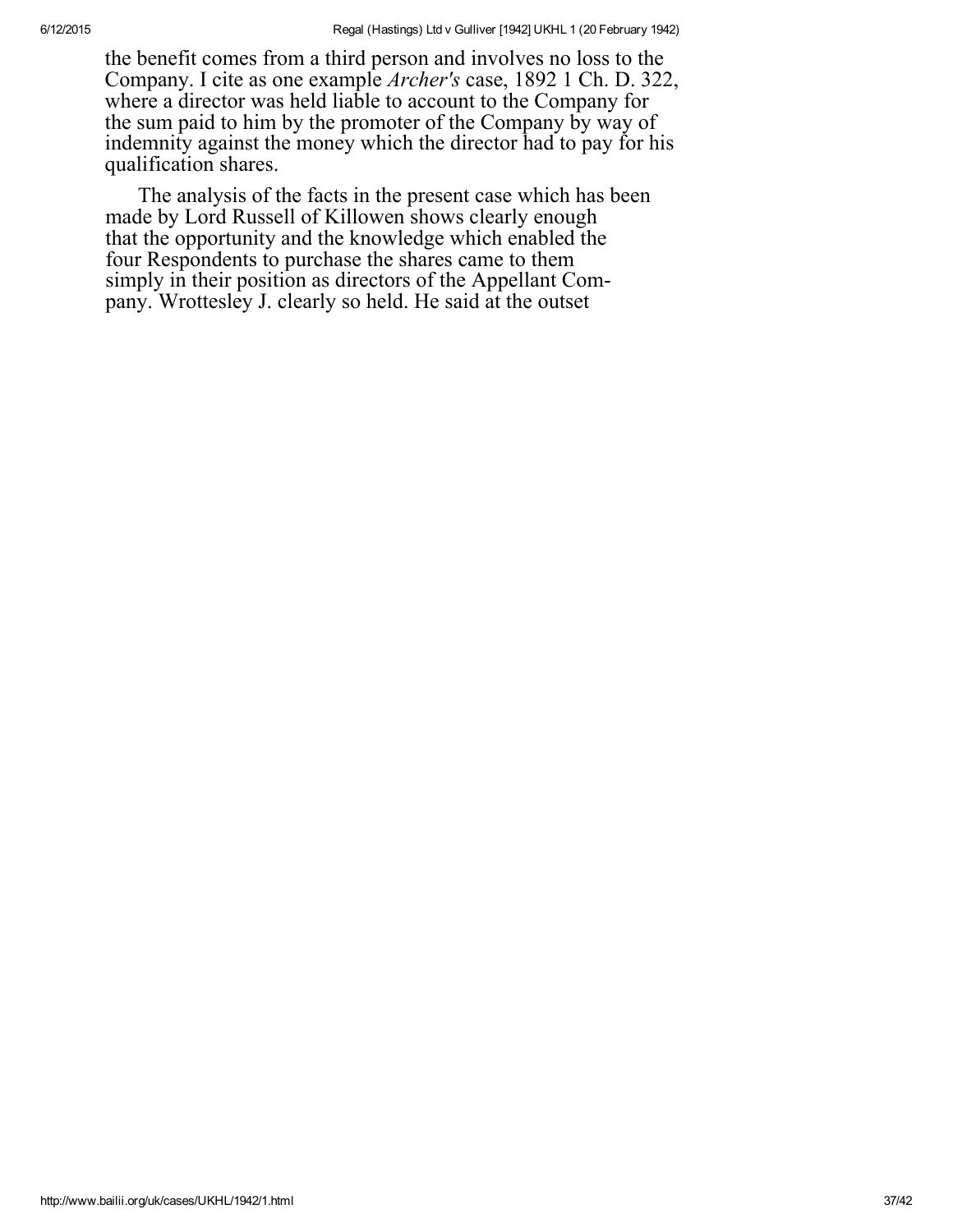the benefit comes from a third person and involves no loss to the Company. I cite as one example *Archer's* case, 1892 1 Ch. D. 322, where a director was held liable to account to the Company for the sum paid to him by the promoter of the Company by way of indemnity against the money which the director had to pay for his qualification shares.

The analysis of the facts in the present case which has been made by Lord Russell of Killowen shows clearly enough that the opportunity and the knowledge which enabled the four Respondents to purchase the shares came to them simply in their position as directors of the Appellant Company. Wrottesley J. clearly so held. He said at the outset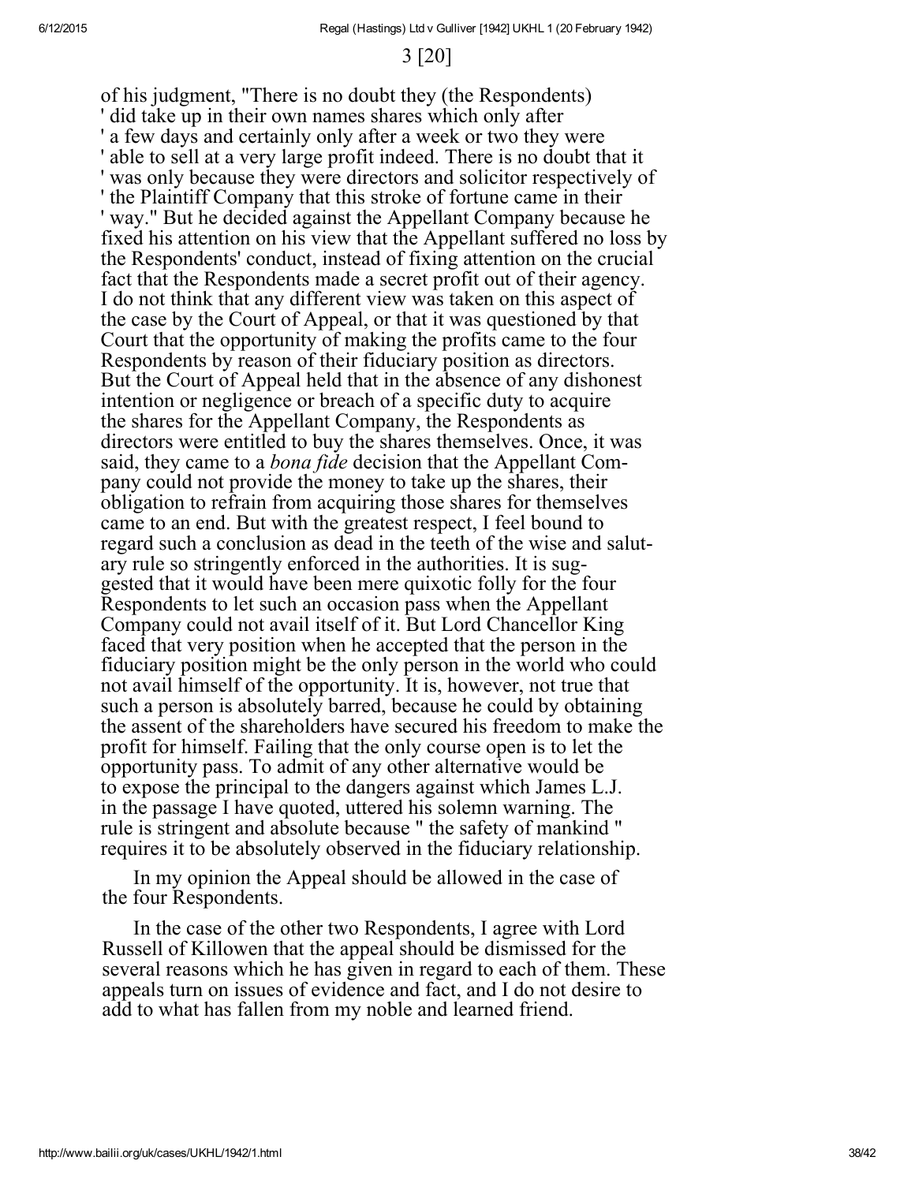3 [20]

of his judgment, "There is no doubt they (the Respondents) ' did take up in their own names shares which only after ' a few days and certainly only after a week or two they were ' able to sell at a very large profit indeed. There is no doubt that it ' was only because they were directors and solicitor respectively of ' the Plaintiff Company that this stroke of fortune came in their ' way." But he decided against the Appellant Company because he fixed his attention on his view that the Appellant suffered no loss by the Respondents' conduct, instead of fixing attention on the crucial fact that the Respondents made a secret profit out of their agency. I do not think that any different view was taken on this aspect of the case by the Court of Appeal, or that it was questioned by that Court that the opportunity of making the profits came to the four Respondents by reason of their fiduciary position as directors. But the Court of Appeal held that in the absence of any dishonest intention or negligence or breach of a specific duty to acquire the shares for the Appellant Company, the Respondents as directors were entitled to buy the shares themselves. Once, it was said, they came to a *bona fide* decision that the Appellant Company could not provide the money to take up the shares, their obligation to refrain from acquiring those shares for themselves came to an end. But with the greatest respect, I feel bound to regard such a conclusion as dead in the teeth of the wise and salutary rule so stringently enforced in the authorities. It is suggested that it would have been mere quixotic folly for the four Respondents to let such an occasion pass when the Appellant Company could not avail itself of it. But Lord Chancellor King faced that very position when he accepted that the person in the fiduciary position might be the only person in the world who could not avail himself of the opportunity. It is, however, not true that such a person is absolutely barred, because he could by obtaining the assent of the shareholders have secured his freedom to make the profit for himself. Failing that the only course open is to let the opportunity pass. To admit of any other alternative would be to expose the principal to the dangers against which James L.J. in the passage I have quoted, uttered his solemn warning. The rule is stringent and absolute because " the safety of mankind " requires it to be absolutely observed in the fiduciary relationship.

In my opinion the Appeal should be allowed in the case of the four Respondents.

In the case of the other two Respondents, I agree with Lord Russell of Killowen that the appeal should be dismissed for the several reasons which he has given in regard to each of them. These appeals turn on issues of evidence and fact, and I do not desire to add to what has fallen from my noble and learned friend.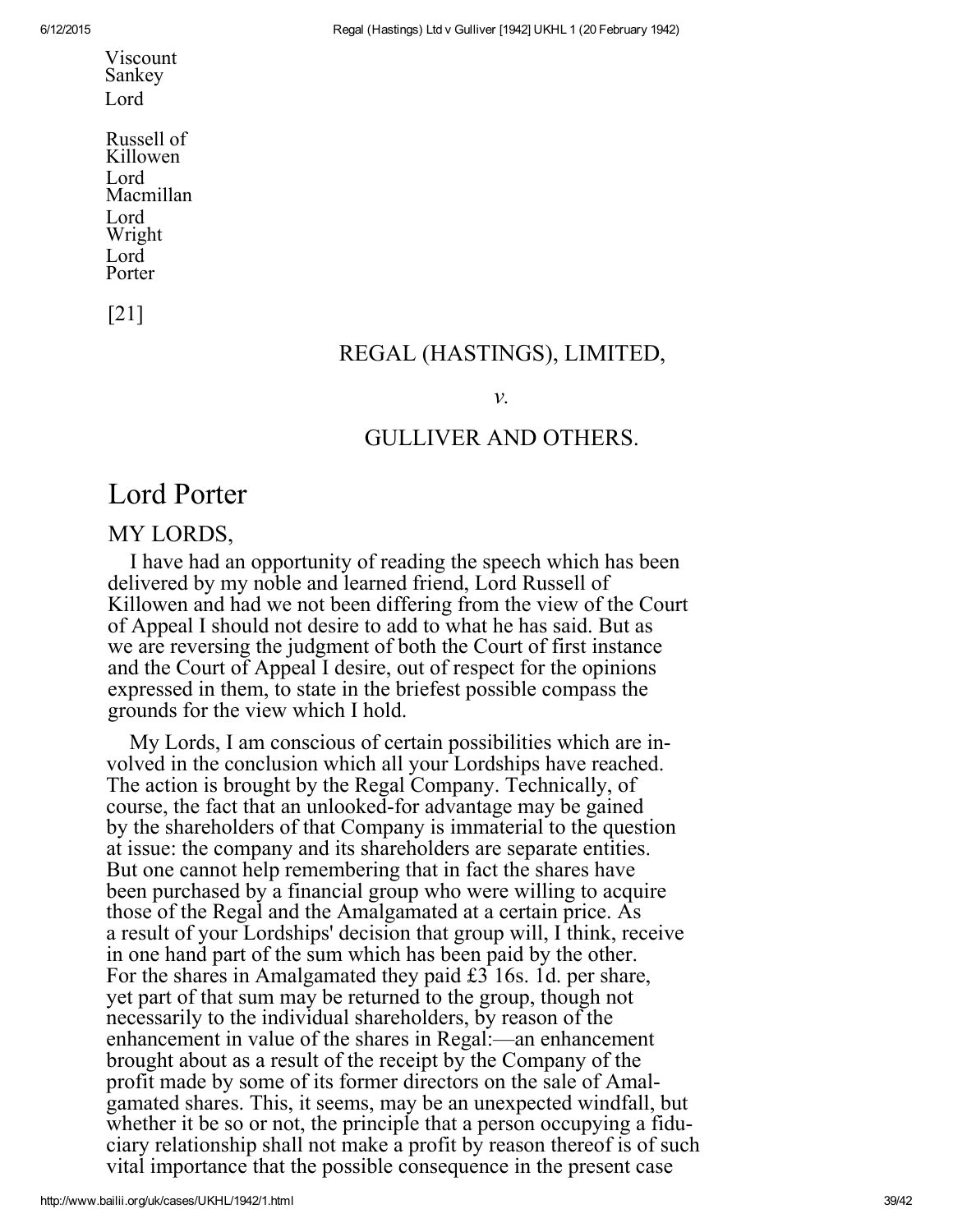Viscount Sankey
Lord

Russell of Killowen
Lord Macmillan
Lord Wright
Lord Porter

[21]

REGAL (HASTINGS), LIMITED,

*v.*

GULLIVER AND OTHERS.

# Lord Porter

MY LORDS,

I have had an opportunity of reading the speech which has been delivered by my noble and learned friend, Lord Russell of Killowen and had we not been differing from the view of the Court of Appeal I should not desire to add to what he has said. But as we are reversing the judgment of both the Court of first instance and the Court of Appeal I desire, out of respect for the opinions expressed in them, to state in the briefest possible compass the grounds for the view which I hold.

My Lords, I am conscious of certain possibilities which are involved in the conclusion which all your Lordships have reached. The action is brought by the Regal Company. Technically, of course, the fact that an unlooked-for advantage may be gained by the shareholders of that Company is immaterial to the question at issue: the company and its shareholders are separate entities. But one cannot help remembering that in fact the shares have been purchased by a financial group who were willing to acquire those of the Regal and the Amalgamated at a certain price. As a result of your Lordships' decision that group will, I think, receive in one hand part of the sum which has been paid by the other. For the shares in Amalgamated they paid £3 16s. 1d. per share, yet part of that sum may be returned to the group, though not necessarily to the individual shareholders, by reason of the enhancement in value of the shares in Regal:—an enhancement brought about as a result of the receipt by the Company of the profit made by some of its former directors on the sale of Amalgamated shares. This, it seems, may be an unexpected windfall, but whether it be so or not, the principle that a person occupying a fiduciary relationship shall not make a profit by reason thereof is of such vital importance that the possible consequence in the present case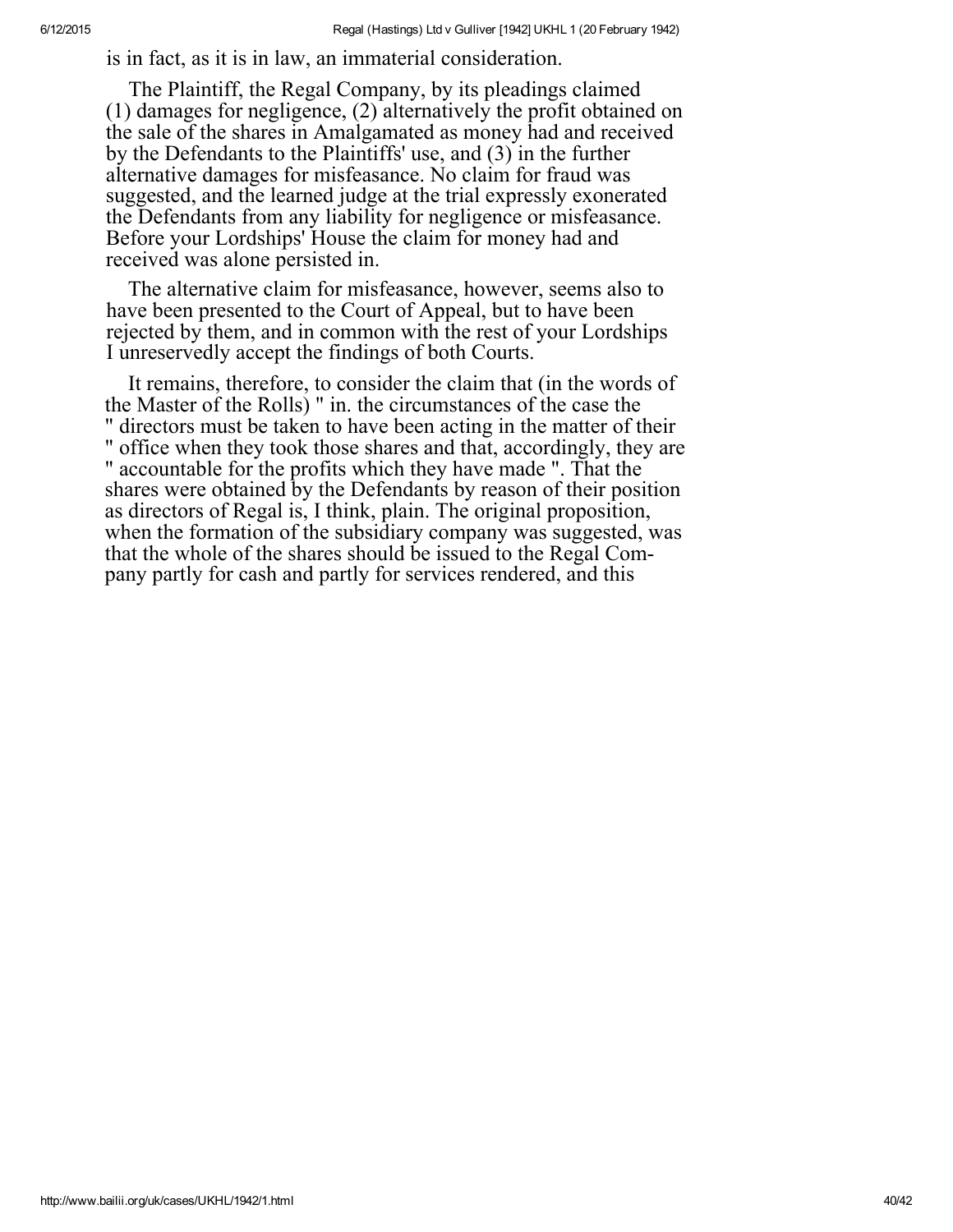is in fact, as it is in law, an immaterial consideration.

The Plaintiff, the Regal Company, by its pleadings claimed (1) damages for negligence, (2) alternatively the profit obtained on the sale of the shares in Amalgamated as money had and received by the Defendants to the Plaintiffs' use, and (3) in the further alternative damages for misfeasance. No claim for fraud was suggested, and the learned judge at the trial expressly exonerated the Defendants from any liability for negligence or misfeasance. Before your Lordships' House the claim for money had and received was alone persisted in.

The alternative claim for misfeasance, however, seems also to have been presented to the Court of Appeal, but to have been rejected by them, and in common with the rest of your Lordships I unreservedly accept the findings of both Courts.

It remains, therefore, to consider the claim that (in the words of the Master of the Rolls) " in. the circumstances of the case the " directors must be taken to have been acting in the matter of their " office when they took those shares and that, accordingly, they are " accountable for the profits which they have made ". That the shares were obtained by the Defendants by reason of their position as directors of Regal is, I think, plain. The original proposition, when the formation of the subsidiary company was suggested, was that the whole of the shares should be issued to the Regal Company partly for cash and partly for services rendered, and this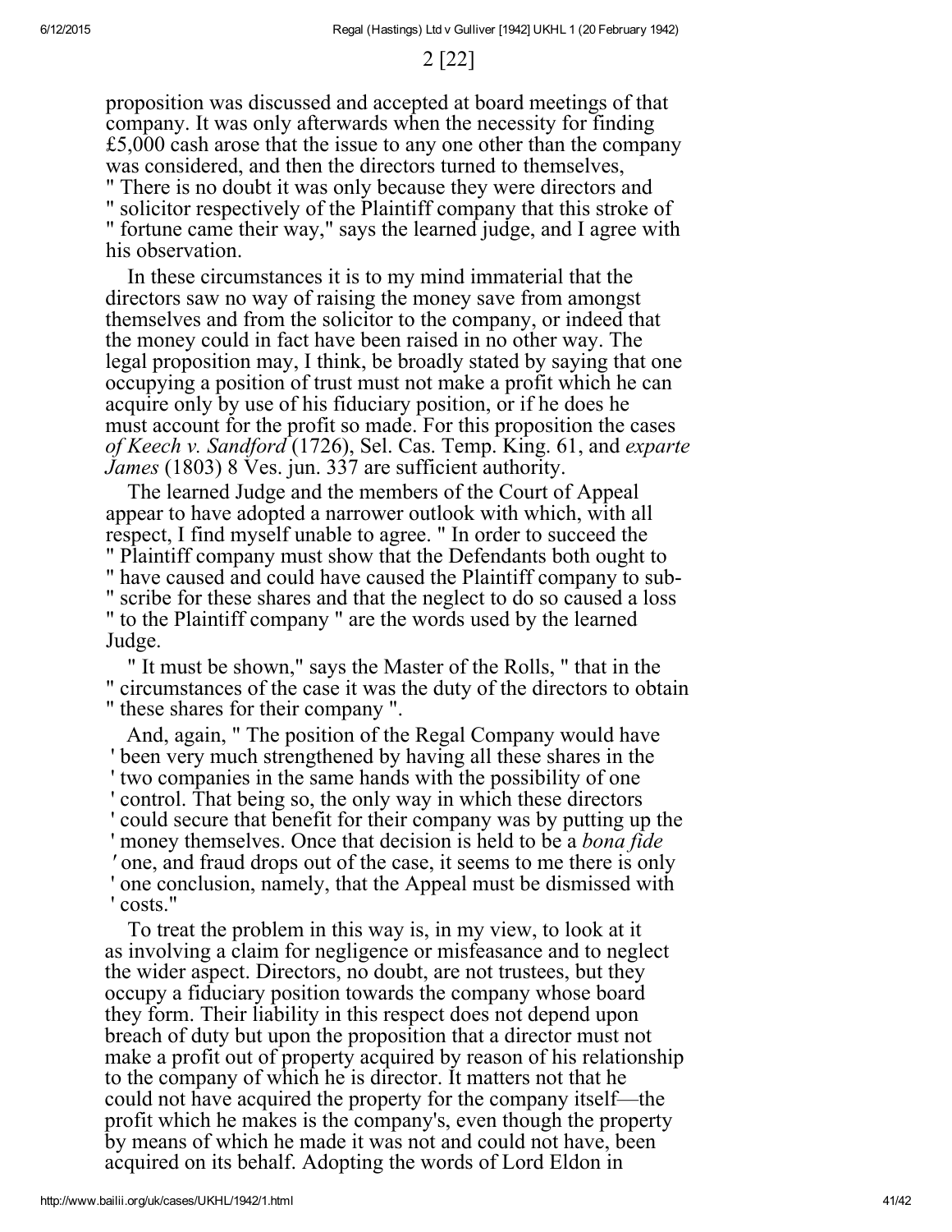2 [22]

proposition was discussed and accepted at board meetings of that company. It was only afterwards when the necessity for finding £5,000 cash arose that the issue to any one other than the company was considered, and then the directors turned to themselves, " There is no doubt it was only because they were directors and " solicitor respectively of the Plaintiff company that this stroke of " fortune came their way," says the learned judge, and I agree with his observation.

In these circumstances it is to my mind immaterial that the directors saw no way of raising the money save from amongst themselves and from the solicitor to the company, or indeed that the money could in fact have been raised in no other way. The legal proposition may, I think, be broadly stated by saying that one occupying a position of trust must not make a profit which he can acquire only by use of his fiduciary position, or if he does he must account for the profit so made. For this proposition the cases *of Keech v. Sandford* (1726), Sel. Cas. Temp. King. 61, and *exparte James* (1803) 8 Ves. jun. 337 are sufficient authority.

The learned Judge and the members of the Court of Appeal appear to have adopted a narrower outlook with which, with all respect, I find myself unable to agree. " In order to succeed the " Plaintiff company must show that the Defendants both ought to " have caused and could have caused the Plaintiff company to sub- " scribe for these shares and that the neglect to do so caused a loss " to the Plaintiff company " are the words used by the learned Judge.

" It must be shown," says the Master of the Rolls, " that in the " circumstances of the case it was the duty of the directors to obtain " these shares for their company ".

And, again, " The position of the Regal Company would have ' been very much strengthened by having all these shares in the ' two companies in the same hands with the possibility of one ' control. That being so, the only way in which these directors ' could secure that benefit for their company was by putting up the ' money themselves. Once that decision is held to be a *bona fide* ' one, and fraud drops out of the case, it seems to me there is only ' one conclusion, namely, that the Appeal must be dismissed with ' costs."

To treat the problem in this way is, in my view, to look at it as involving a claim for negligence or misfeasance and to neglect the wider aspect. Directors, no doubt, are not trustees, but they occupy a fiduciary position towards the company whose board they form. Their liability in this respect does not depend upon breach of duty but upon the proposition that a director must not make a profit out of property acquired by reason of his relationship to the company of which he is director. It matters not that he could not have acquired the property for the company itself—the profit which he makes is the company's, even though the property by means of which he made it was not and could not have, been acquired on its behalf. Adopting the words of Lord Eldon in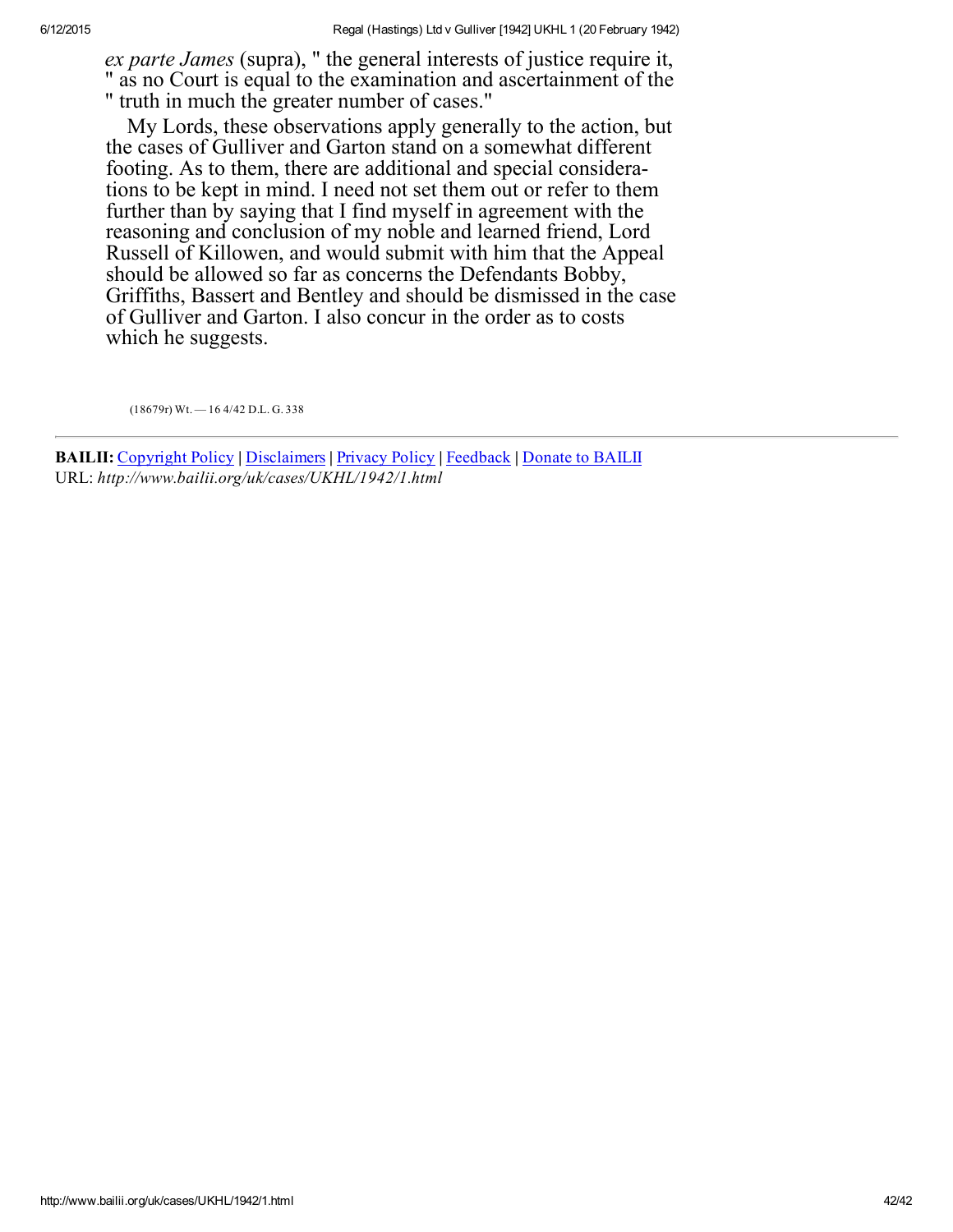*ex parte James* (supra), " the general interests of justice require it, " as no Court is equal to the examination and ascertainment of the " truth in much the greater number of cases."

My Lords, these observations apply generally to the action, but the cases of Gulliver and Garton stand on a somewhat different footing. As to them, there are additional and special considerations to be kept in mind. I need not set them out or refer to them further than by saying that I find myself in agreement with the reasoning and conclusion of my noble and learned friend, Lord Russell of Killowen, and would submit with him that the Appeal should be allowed so far as concerns the Defendants Bobby, Griffiths, Bassert and Bentley and should be dismissed in the case of Gulliver and Garton. I also concur in the order as to costs which he suggests.

(18679r) Wt. — 16 4/42 D.L. G. 338

**BAILII:** Copyright Policy | Disclaimers | Privacy Policy | Feedback | Donate to BAILII
URL: *http://www.bailii.org/uk/cases/UKHL/1942/1.html*